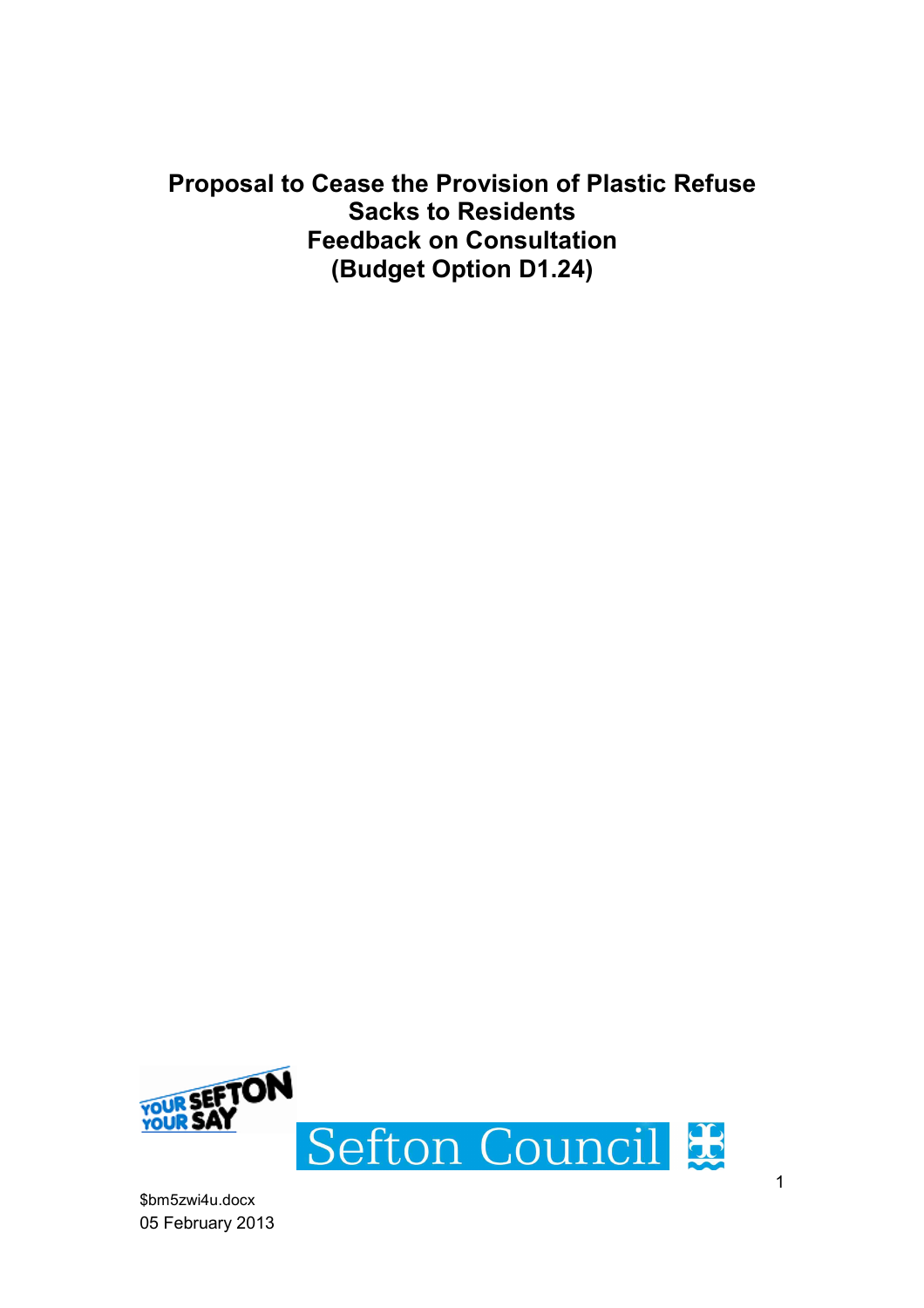# Proposal to Cease the Provision of Plastic Refuse Sacks to Residents
# Feedback on Consultation
# (Budget Option D1.24)

YOUR SEFTON YOUR SAY

Sefton Council

$bm5zwi4u.docx

05 February 2013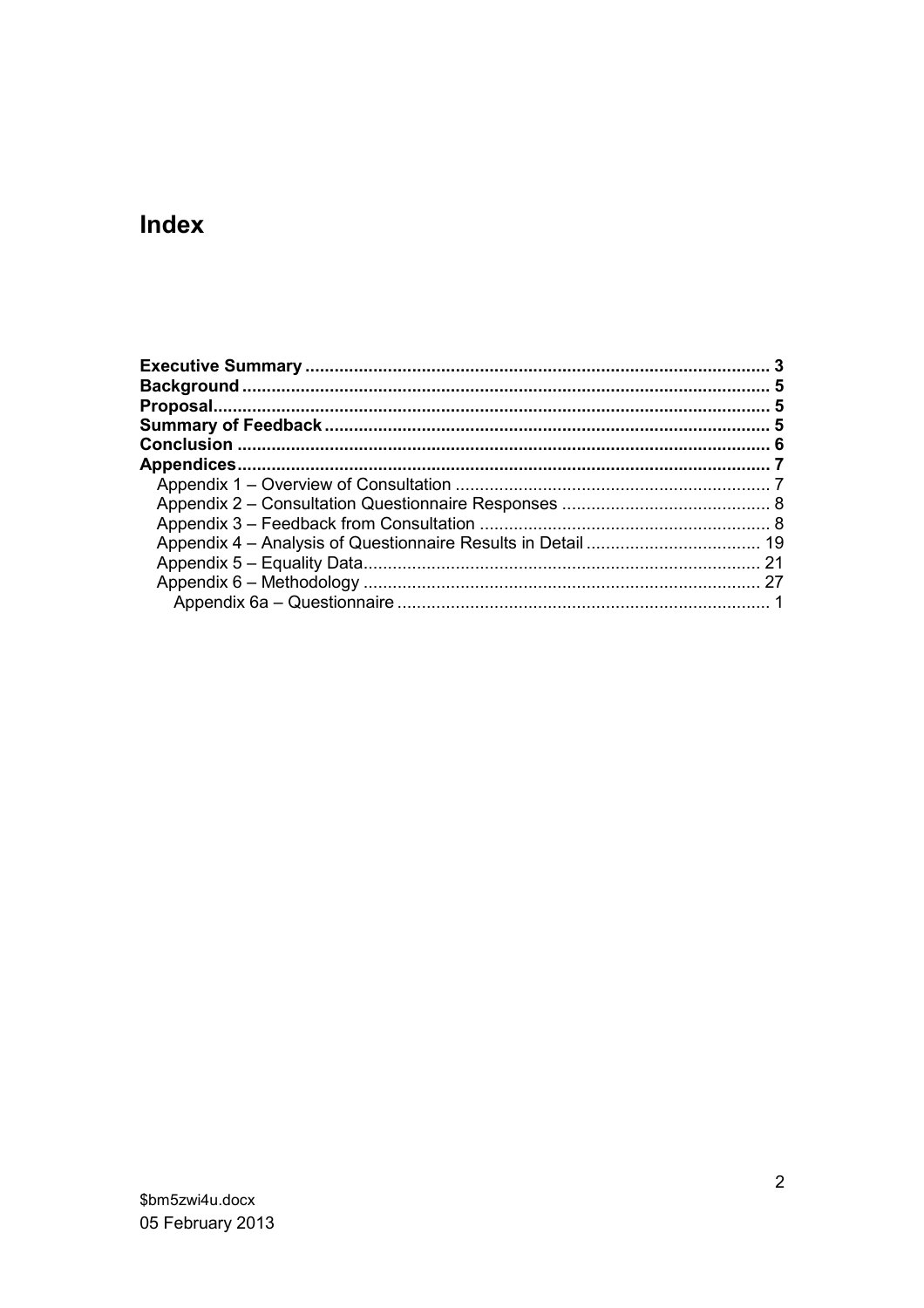# Index

**Executive Summary** ............................................................................................... **3**
**Background** ........................................................................................................... **5**
**Proposal** ................................................................................................................. **5**
**Summary of Feedback** .......................................................................................... **5**
**Conclusion** ............................................................................................................ **6**
**Appendices** ............................................................................................................ **7**
- Appendix 1 – Overview of Consultation ................................................................. 7
- Appendix 2 – Consultation Questionnaire Responses ........................................... 8
- Appendix 3 – Feedback from Consultation ............................................................ 8
- Appendix 4 – Analysis of Questionnaire Results in Detail .................................... 19
- Appendix 5 – Equality Data ................................................................................. 21
- Appendix 6 – Methodology .................................................................................. 27
  - Appendix 6a – Questionnaire ............................................................................. 1

$bm5zwi4u.docx
05 February 2013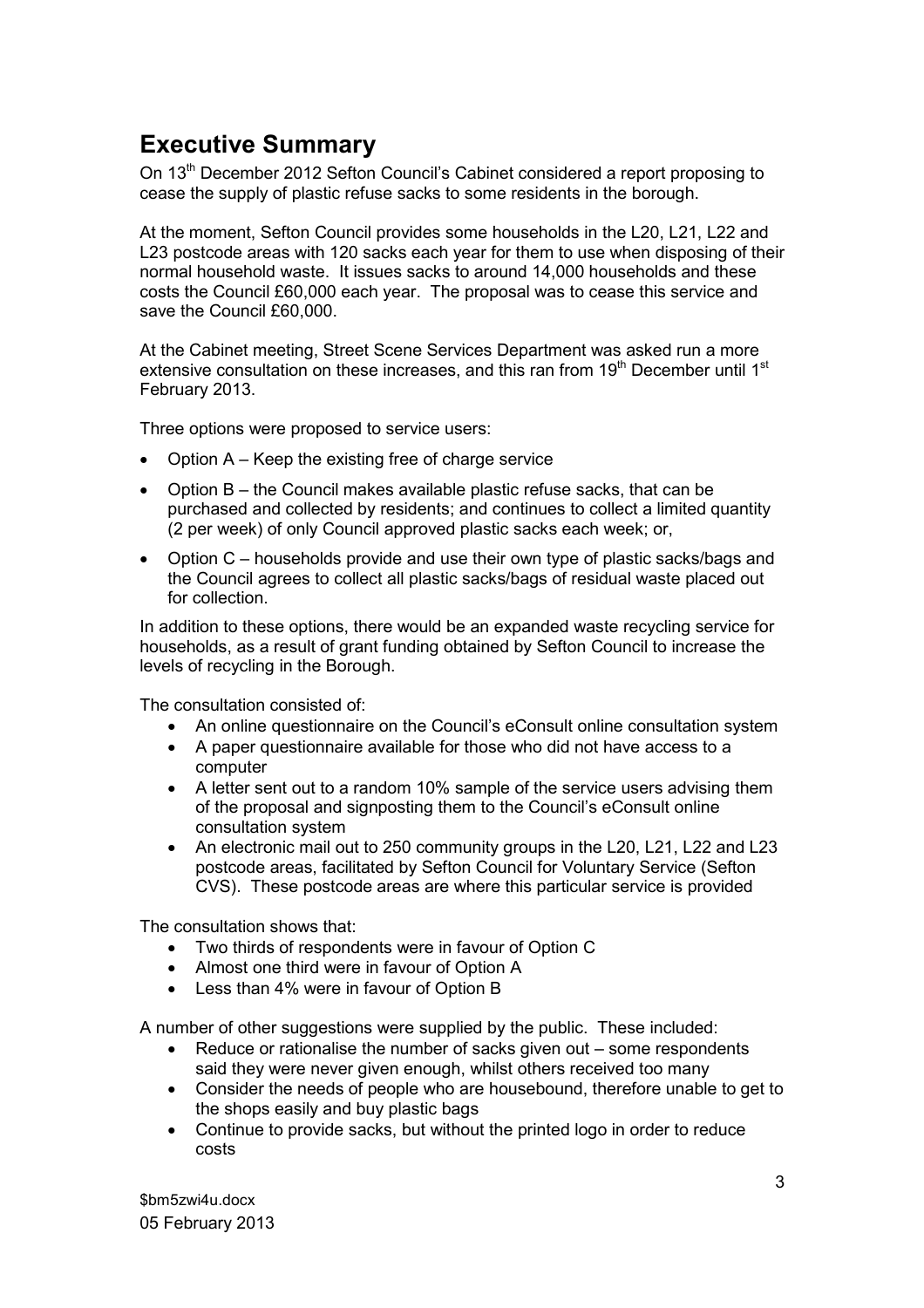# Executive Summary

On 13th December 2012 Sefton Council's Cabinet considered a report proposing to cease the supply of plastic refuse sacks to some residents in the borough.

At the moment, Sefton Council provides some households in the L20, L21, L22 and L23 postcode areas with 120 sacks each year for them to use when disposing of their normal household waste. It issues sacks to around 14,000 households and these costs the Council £60,000 each year. The proposal was to cease this service and save the Council £60,000.

At the Cabinet meeting, Street Scene Services Department was asked run a more extensive consultation on these increases, and this ran from 19th December until 1st February 2013.

Three options were proposed to service users:

- Option A – Keep the existing free of charge service
- Option B – the Council makes available plastic refuse sacks, that can be purchased and collected by residents; and continues to collect a limited quantity (2 per week) of only Council approved plastic sacks each week; or,
- Option C – households provide and use their own type of plastic sacks/bags and the Council agrees to collect all plastic sacks/bags of residual waste placed out for collection.

In addition to these options, there would be an expanded waste recycling service for households, as a result of grant funding obtained by Sefton Council to increase the levels of recycling in the Borough.

The consultation consisted of:

- An online questionnaire on the Council's eConsult online consultation system
- A paper questionnaire available for those who did not have access to a computer
- A letter sent out to a random 10% sample of the service users advising them of the proposal and signposting them to the Council's eConsult online consultation system
- An electronic mail out to 250 community groups in the L20, L21, L22 and L23 postcode areas, facilitated by Sefton Council for Voluntary Service (Sefton CVS). These postcode areas are where this particular service is provided

The consultation shows that:

- Two thirds of respondents were in favour of Option C
- Almost one third were in favour of Option A
- Less than 4% were in favour of Option B

A number of other suggestions were supplied by the public. These included:

- Reduce or rationalise the number of sacks given out – some respondents said they were never given enough, whilst others received too many
- Consider the needs of people who are housebound, therefore unable to get to the shops easily and buy plastic bags
- Continue to provide sacks, but without the printed logo in order to reduce costs

$bm5zwi4u.docx
05 February 2013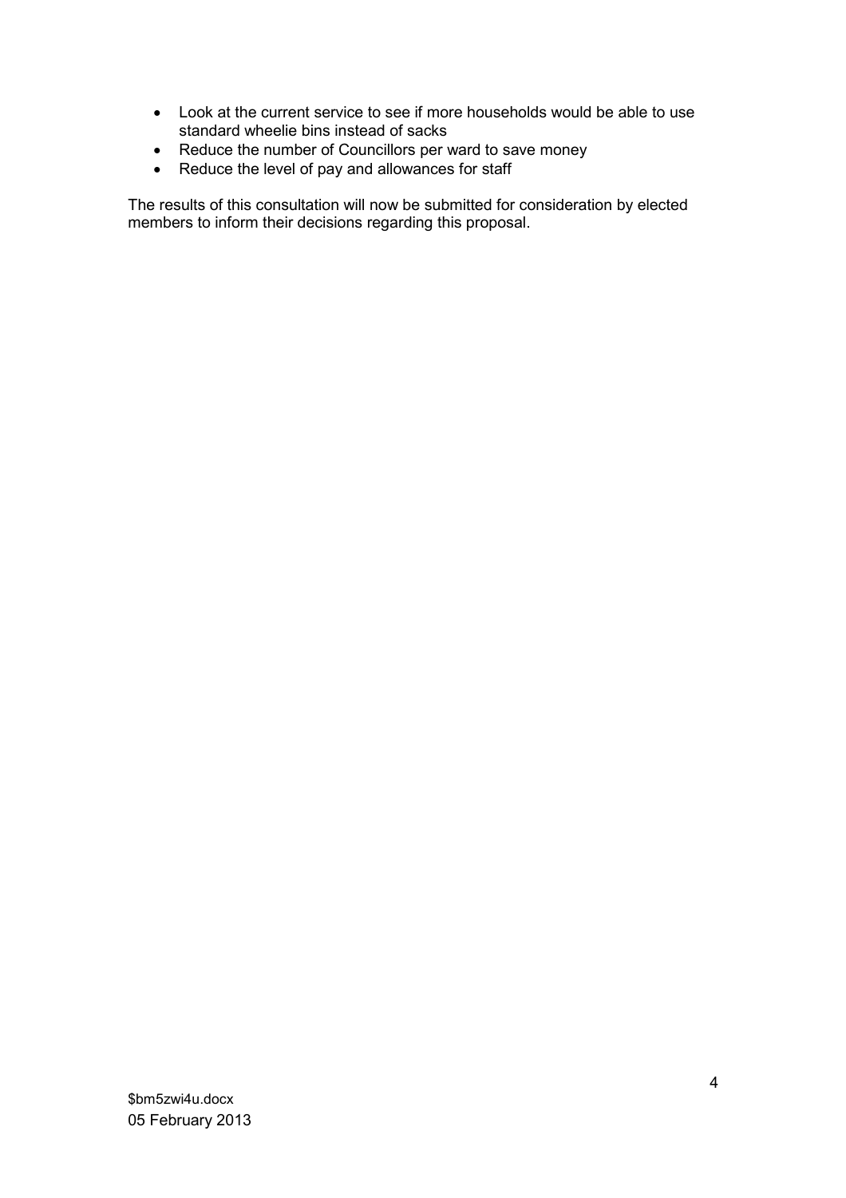- Look at the current service to see if more households would be able to use standard wheelie bins instead of sacks
- Reduce the number of Councillors per ward to save money
- Reduce the level of pay and allowances for staff

The results of this consultation will now be submitted for consideration by elected members to inform their decisions regarding this proposal.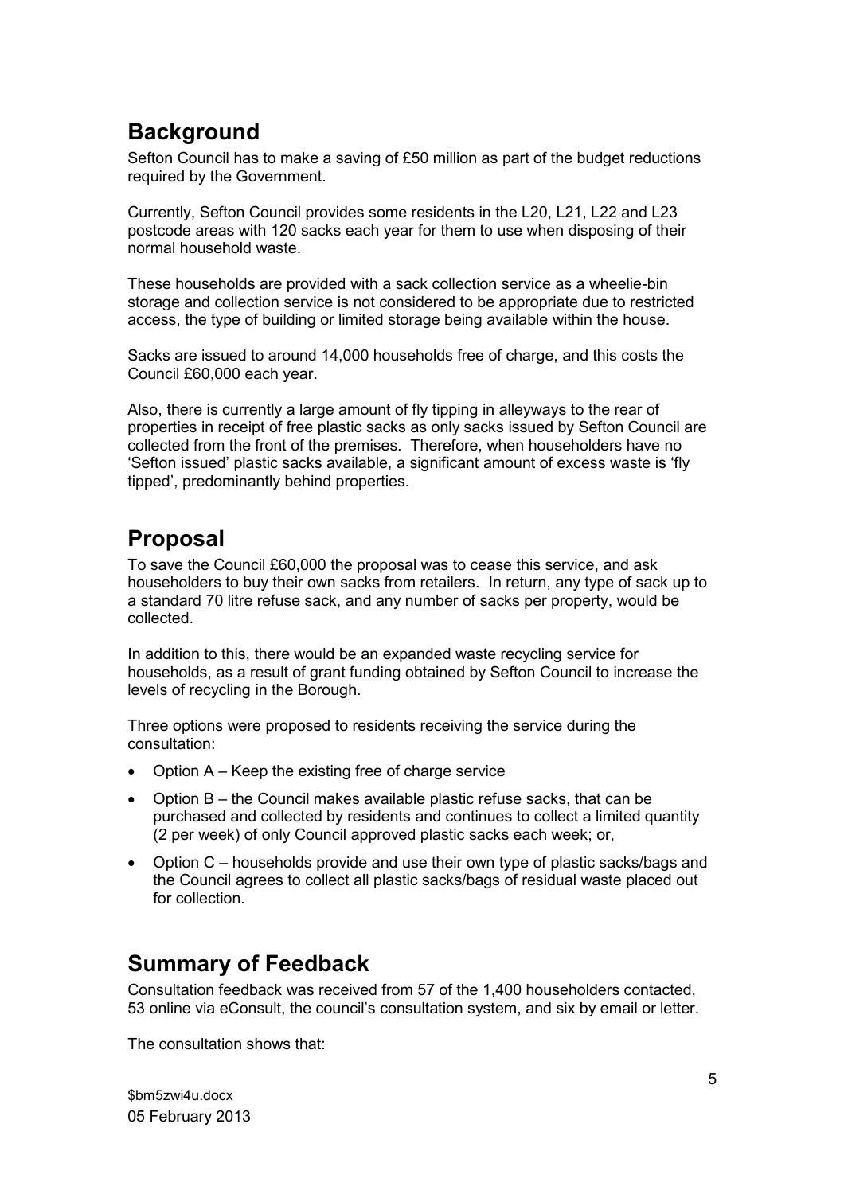## Background

Sefton Council has to make a saving of £50 million as part of the budget reductions required by the Government.

Currently, Sefton Council provides some residents in the L20, L21, L22 and L23 postcode areas with 120 sacks each year for them to use when disposing of their normal household waste.

These households are provided with a sack collection service as a wheelie-bin storage and collection service is not considered to be appropriate due to restricted access, the type of building or limited storage being available within the house.

Sacks are issued to around 14,000 households free of charge, and this costs the Council £60,000 each year.

Also, there is currently a large amount of fly tipping in alleyways to the rear of properties in receipt of free plastic sacks as only sacks issued by Sefton Council are collected from the front of the premises. Therefore, when householders have no 'Sefton issued' plastic sacks available, a significant amount of excess waste is 'fly tipped', predominantly behind properties.

## Proposal

To save the Council £60,000 the proposal was to cease this service, and ask householders to buy their own sacks from retailers. In return, any type of sack up to a standard 70 litre refuse sack, and any number of sacks per property, would be collected.

In addition to this, there would be an expanded waste recycling service for households, as a result of grant funding obtained by Sefton Council to increase the levels of recycling in the Borough.

Three options were proposed to residents receiving the service during the consultation:

- Option A – Keep the existing free of charge service
- Option B – the Council makes available plastic refuse sacks, that can be purchased and collected by residents and continues to collect a limited quantity (2 per week) of only Council approved plastic sacks each week; or,
- Option C – households provide and use their own type of plastic sacks/bags and the Council agrees to collect all plastic sacks/bags of residual waste placed out for collection.

## Summary of Feedback

Consultation feedback was received from 57 of the 1,400 householders contacted, 53 online via eConsult, the council's consultation system, and six by email or letter.

The consultation shows that: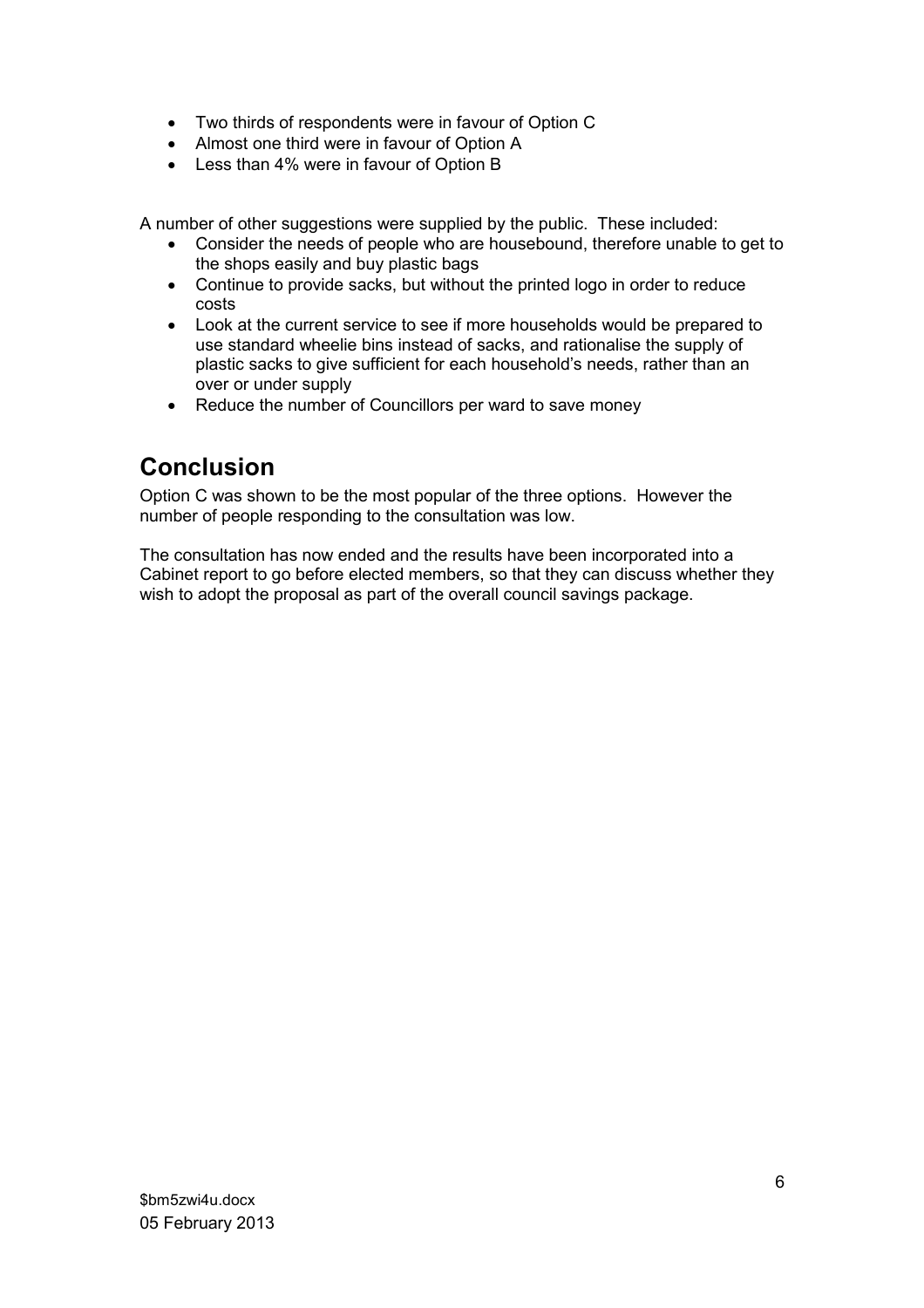- Two thirds of respondents were in favour of Option C
- Almost one third were in favour of Option A
- Less than 4% were in favour of Option B

A number of other suggestions were supplied by the public. These included:

- Consider the needs of people who are housebound, therefore unable to get to the shops easily and buy plastic bags
- Continue to provide sacks, but without the printed logo in order to reduce costs
- Look at the current service to see if more households would be prepared to use standard wheelie bins instead of sacks, and rationalise the supply of plastic sacks to give sufficient for each household's needs, rather than an over or under supply
- Reduce the number of Councillors per ward to save money

## Conclusion

Option C was shown to be the most popular of the three options. However the number of people responding to the consultation was low.

The consultation has now ended and the results have been incorporated into a Cabinet report to go before elected members, so that they can discuss whether they wish to adopt the proposal as part of the overall council savings package.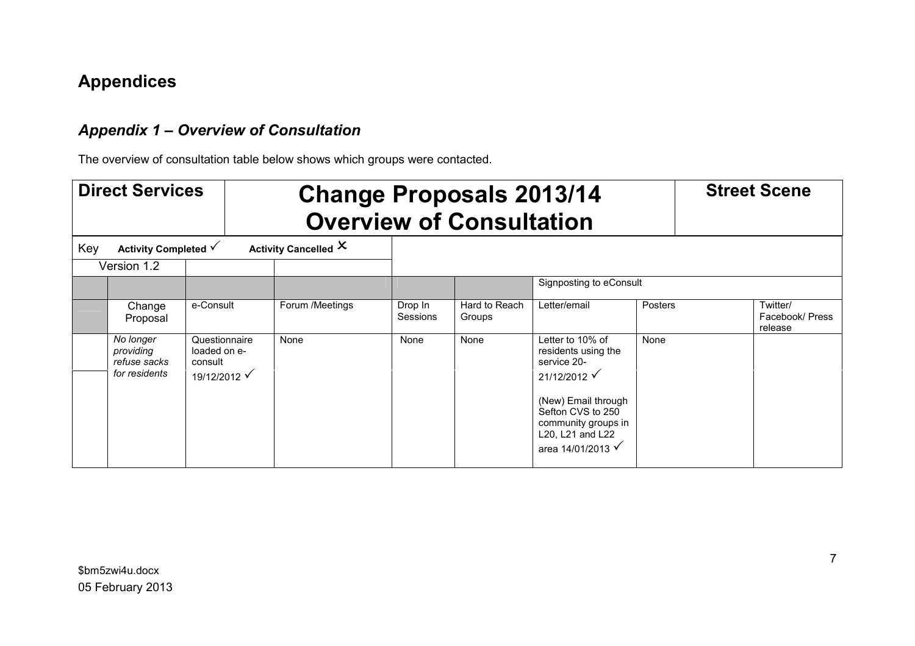# Appendices

## *Appendix 1 – Overview of Consultation*

The overview of consultation table below shows which groups were contacted.

| **Direct Services** | | **Change Proposals 2013/14 Overview of Consultation** | | | | | **Street Scene** | |
|---|---|---|---|---|---|---|---|---|
| Key | **Activity Completed** ✓ | | **Activity Cancelled** ✗ | | | | | |
| Version 1.2 | | | | | | | | |
| | | | | | | Signposting to eConsult | | |
| | Change Proposal | e-Consult | Forum /Meetings | Drop In Sessions | Hard to Reach Groups | Letter/email | Posters | Twitter/ Facebook/ Press release |
| | *No longer providing refuse sacks for residents* | Questionnaire loaded on e-consult 19/12/2012 ✓ | None | None | None | Letter to 10% of residents using the service 20-21/12/2012 ✓ (New) Email through Sefton CVS to 250 community groups in L20, L21 and L22 area 14/01/2013 ✓ | None | |

$bm5zwi4u.docx
05 February 2013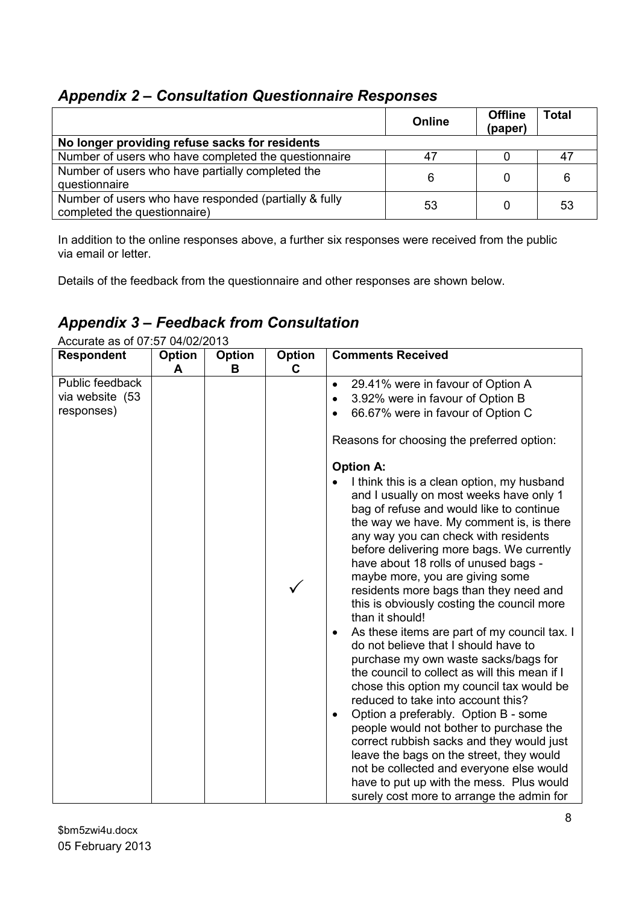## *Appendix 2 – Consultation Questionnaire Responses*

| | Online | Offline (paper) | Total |
|---|---|---|---|
| **No longer providing refuse sacks for residents** | | | |
| Number of users who have completed the questionnaire | 47 | 0 | 47 |
| Number of users who have partially completed the questionnaire | 6 | 0 | 6 |
| Number of users who have responded (partially & fully completed the questionnaire) | 53 | 0 | 53 |

In addition to the online responses above, a further six responses were received from the public via email or letter.

Details of the feedback from the questionnaire and other responses are shown below.

## *Appendix 3 – Feedback from Consultation*

Accurate as of 07:57 04/02/2013

| Respondent | Option A | Option B | Option C | Comments Received |
|---|---|---|---|---|
| Public feedback via website (53 responses) | | | ✓ | • 29.41% were in favour of Option A<br>• 3.92% were in favour of Option B<br>• 66.67% were in favour of Option C<br><br>Reasons for choosing the preferred option:<br><br>**Option A:**<br>• I think this is a clean option, my husband and I usually on most weeks have only 1 bag of refuse and would like to continue the way we have. My comment is, is there any way you can check with residents before delivering more bags. We currently have about 18 rolls of unused bags - maybe more, you are giving some residents more bags than they need and this is obviously costing the council more than it should!<br>• As these items are part of my council tax. I do not believe that I should have to purchase my own waste sacks/bags for the council to collect as will this mean if I chose this option my council tax would be reduced to take into account this?<br>• Option a preferably. Option B - some people would not bother to purchase the correct rubbish sacks and they would just leave the bags on the street, they would not be collected and everyone else would have to put up with the mess. Plus would surely cost more to arrange the admin for |

$bm5zwi4u.docx
05 February 2013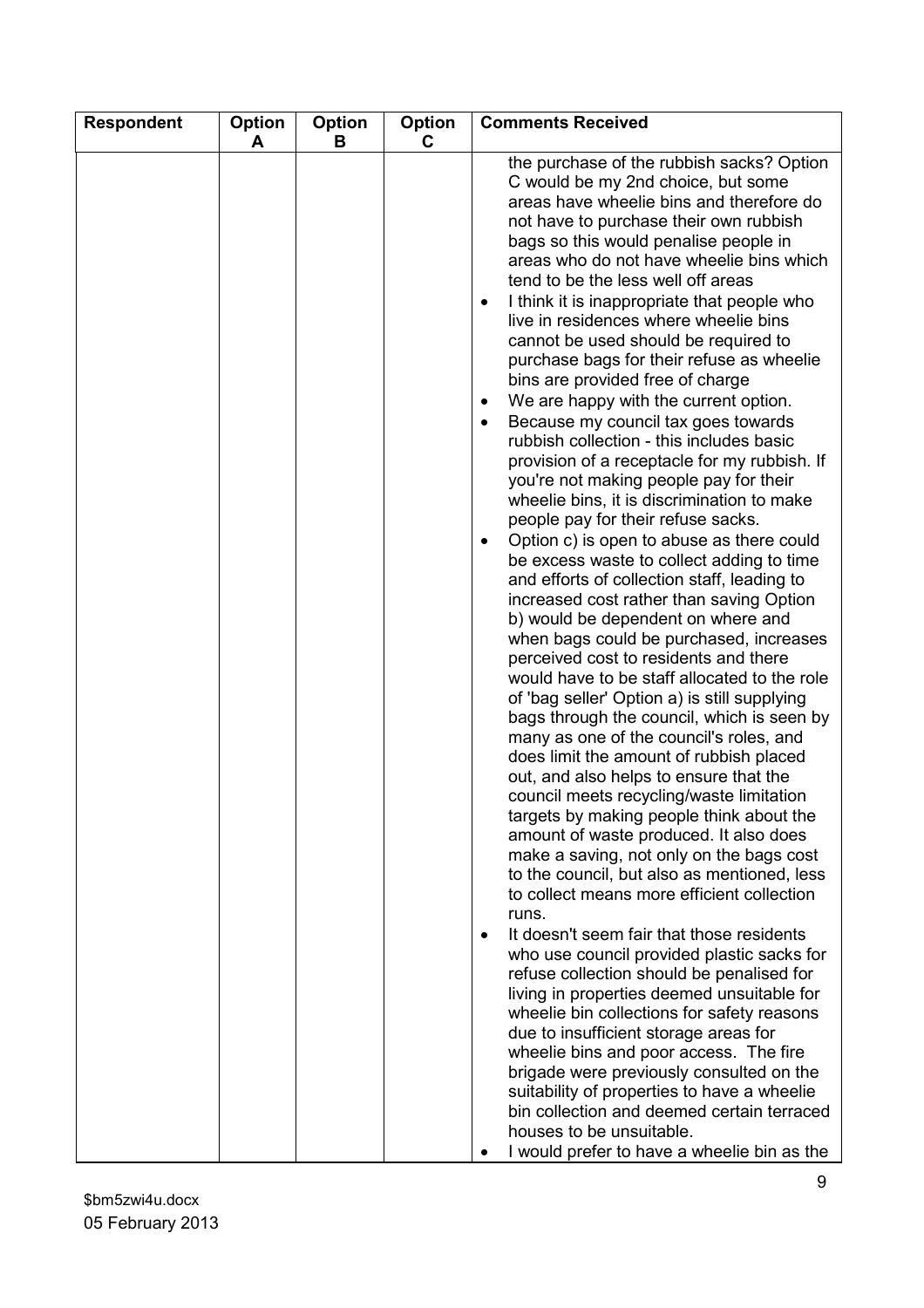| Respondent | Option A | Option B | Option C | Comments Received |
|---|---|---|---|---|
| | | | | the purchase of the rubbish sacks? Option C would be my 2nd choice, but some areas have wheelie bins and therefore do not have to purchase their own rubbish bags so this would penalise people in areas who do not have wheelie bins which tend to be the less well off areas<br>• I think it is inappropriate that people who live in residences where wheelie bins cannot be used should be required to purchase bags for their refuse as wheelie bins are provided free of charge<br>• We are happy with the current option.<br>• Because my council tax goes towards rubbish collection - this includes basic provision of a receptacle for my rubbish. If you're not making people pay for their wheelie bins, it is discrimination to make people pay for their refuse sacks.<br>• Option c) is open to abuse as there could be excess waste to collect adding to time and efforts of collection staff, leading to increased cost rather than saving Option b) would be dependent on where and when bags could be purchased, increases perceived cost to residents and there would have to be staff allocated to the role of 'bag seller' Option a) is still supplying bags through the council, which is seen by many as one of the council's roles, and does limit the amount of rubbish placed out, and also helps to ensure that the council meets recycling/waste limitation targets by making people think about the amount of waste produced. It also does make a saving, not only on the bags cost to the council, but also as mentioned, less to collect means more efficient collection runs.<br>• It doesn't seem fair that those residents who use council provided plastic sacks for refuse collection should be penalised for living in properties deemed unsuitable for wheelie bin collections for safety reasons due to insufficient storage areas for wheelie bins and poor access. The fire brigade were previously consulted on the suitability of properties to have a wheelie bin collection and deemed certain terraced houses to be unsuitable.<br>• I would prefer to have a wheelie bin as the |

$bm5zwi4u.docx
05 February 2013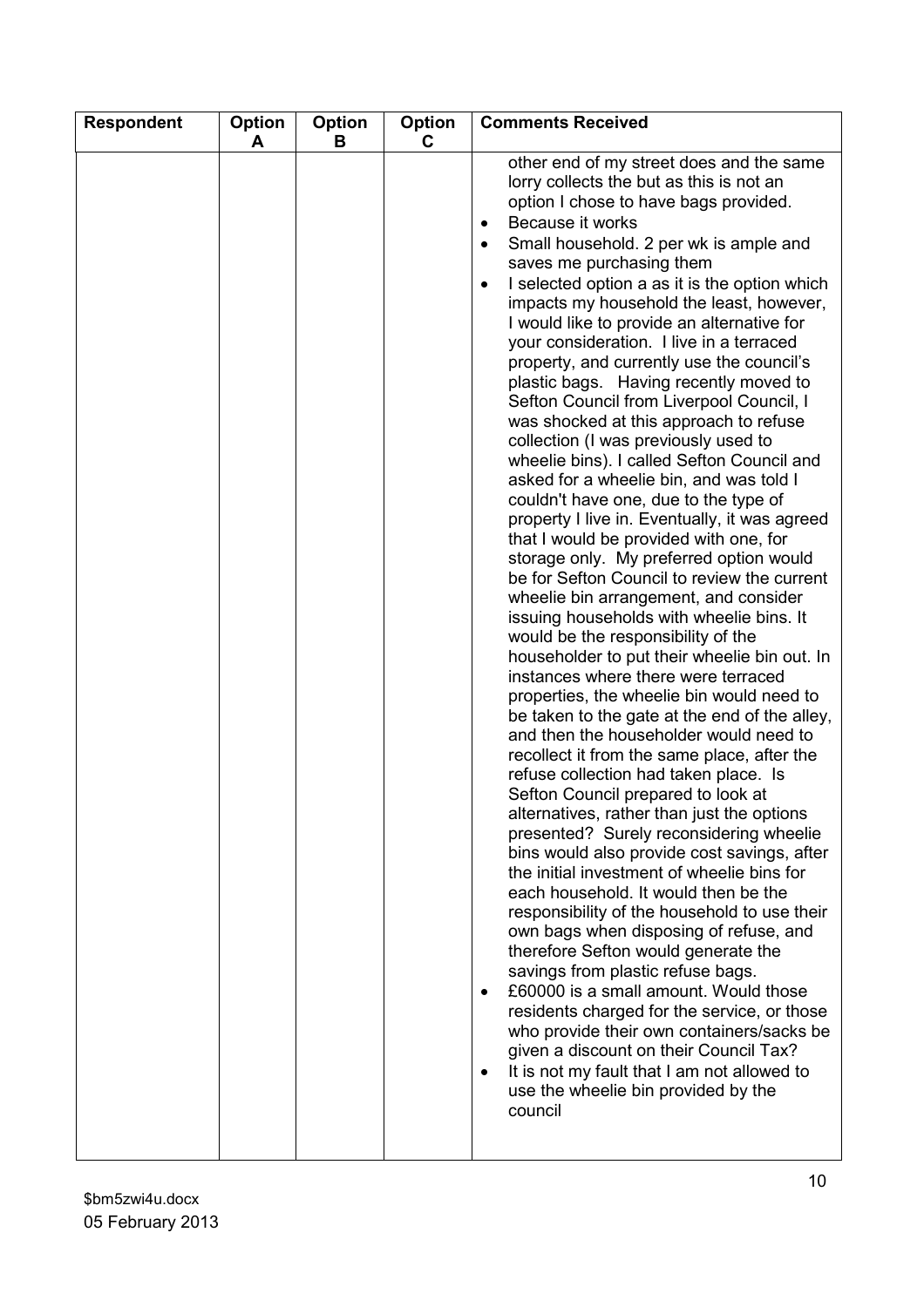| Respondent | Option A | Option B | Option C | Comments Received |
|---|---|---|---|---|
| | | | | other end of my street does and the same lorry collects the but as this is not an option I chose to have bags provided.<br>• Because it works<br>• Small household. 2 per wk is ample and saves me purchasing them<br>• I selected option a as it is the option which impacts my household the least, however, I would like to provide an alternative for your consideration. I live in a terraced property, and currently use the council's plastic bags. Having recently moved to Sefton Council from Liverpool Council, I was shocked at this approach to refuse collection (I was previously used to wheelie bins). I called Sefton Council and asked for a wheelie bin, and was told I couldn't have one, due to the type of property I live in. Eventually, it was agreed that I would be provided with one, for storage only. My preferred option would be for Sefton Council to review the current wheelie bin arrangement, and consider issuing households with wheelie bins. It would be the responsibility of the householder to put their wheelie bin out. In instances where there were terraced properties, the wheelie bin would need to be taken to the gate at the end of the alley, and then the householder would need to recollect it from the same place, after the refuse collection had taken place. Is Sefton Council prepared to look at alternatives, rather than just the options presented? Surely reconsidering wheelie bins would also provide cost savings, after the initial investment of wheelie bins for each household. It would then be the responsibility of the household to use their own bags when disposing of refuse, and therefore Sefton would generate the savings from plastic refuse bags.<br>• £60000 is a small amount. Would those residents charged for the service, or those who provide their own containers/sacks be given a discount on their Council Tax?<br>• It is not my fault that I am not allowed to use the wheelie bin provided by the council |

$bm5zwi4u.docx
05 February 2013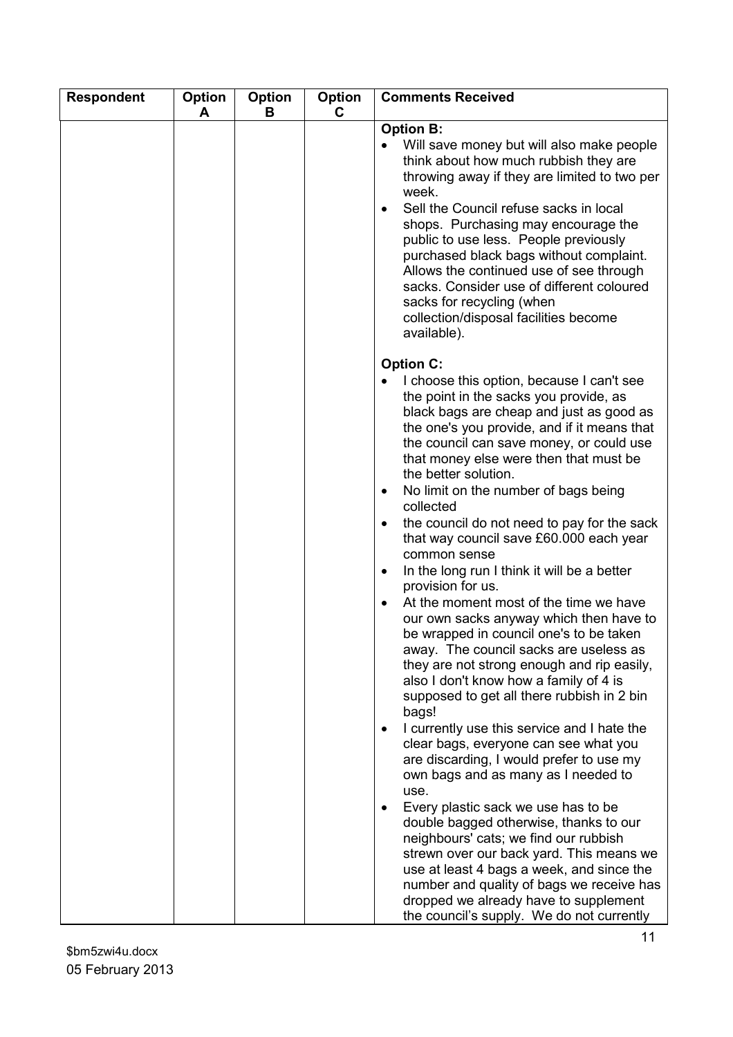| Respondent | Option A | Option B | Option C | Comments Received |
|---|---|---|---|---|
| | | | | **Option B:**<br>• Will save money but will also make people think about how much rubbish they are throwing away if they are limited to two per week.<br>• Sell the Council refuse sacks in local shops. Purchasing may encourage the public to use less. People previously purchased black bags without complaint. Allows the continued use of see through sacks. Consider use of different coloured sacks for recycling (when collection/disposal facilities become available).<br><br>**Option C:**<br>• I choose this option, because I can't see the point in the sacks you provide, as black bags are cheap and just as good as the one's you provide, and if it means that the council can save money, or could use that money else were then that must be the better solution.<br>• No limit on the number of bags being collected<br>• the council do not need to pay for the sack that way council save £60.000 each year common sense<br>• In the long run I think it will be a better provision for us.<br>• At the moment most of the time we have our own sacks anyway which then have to be wrapped in council one's to be taken away. The council sacks are useless as they are not strong enough and rip easily, also I don't know how a family of 4 is supposed to get all there rubbish in 2 bin bags!<br>• I currently use this service and I hate the clear bags, everyone can see what you are discarding, I would prefer to use my own bags and as many as I needed to use.<br>• Every plastic sack we use has to be double bagged otherwise, thanks to our neighbours' cats; we find our rubbish strewn over our back yard. This means we use at least 4 bags a week, and since the number and quality of bags we receive has dropped we already have to supplement the council's supply. We do not currently |

$bm5zwi4u.docx
05 February 2013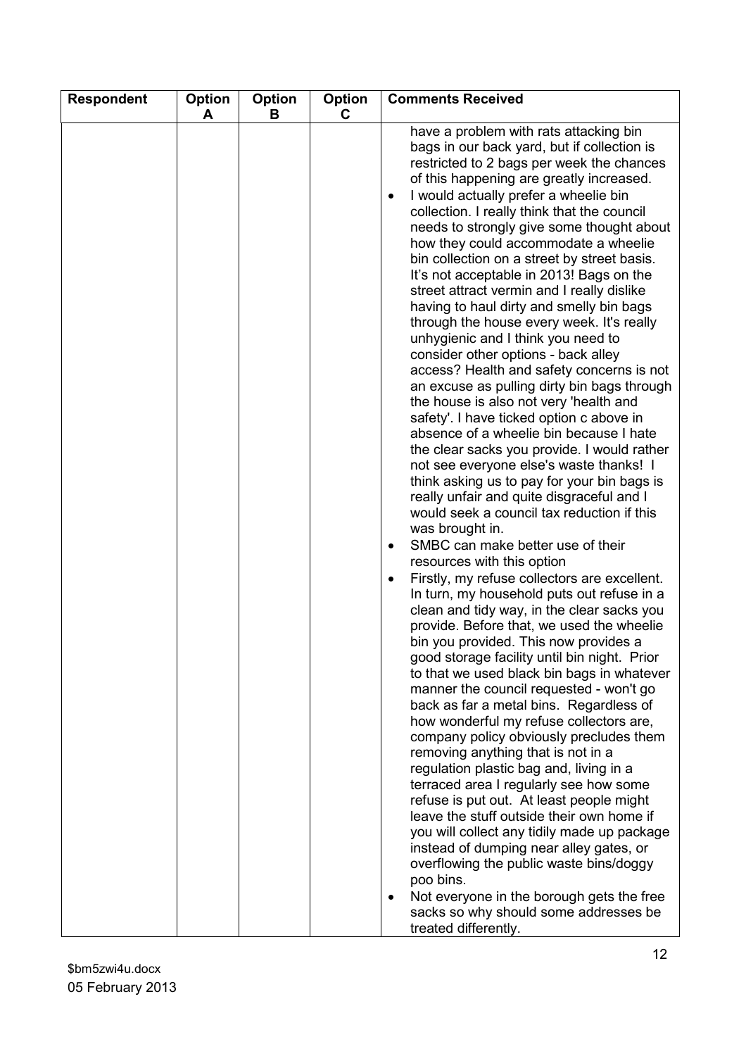| Respondent | Option A | Option B | Option C | Comments Received |
|---|---|---|---|---|
| | | | | have a problem with rats attacking bin bags in our back yard, but if collection is restricted to 2 bags per week the chances of this happening are greatly increased.<br>• I would actually prefer a wheelie bin collection. I really think that the council needs to strongly give some thought about how they could accommodate a wheelie bin collection on a street by street basis. It's not acceptable in 2013! Bags on the street attract vermin and I really dislike having to haul dirty and smelly bin bags through the house every week. It's really unhygienic and I think you need to consider other options - back alley access? Health and safety concerns is not an excuse as pulling dirty bin bags through the house is also not very 'health and safety'. I have ticked option c above in absence of a wheelie bin because I hate the clear sacks you provide. I would rather not see everyone else's waste thanks! I think asking us to pay for your bin bags is really unfair and quite disgraceful and I would seek a council tax reduction if this was brought in.<br>• SMBC can make better use of their resources with this option<br>• Firstly, my refuse collectors are excellent. In turn, my household puts out refuse in a clean and tidy way, in the clear sacks you provide. Before that, we used the wheelie bin you provided. This now provides a good storage facility until bin night. Prior to that we used black bin bags in whatever manner the council requested - won't go back as far a metal bins. Regardless of how wonderful my refuse collectors are, company policy obviously precludes them removing anything that is not in a regulation plastic bag and, living in a terraced area I regularly see how some refuse is put out. At least people might leave the stuff outside their own home if you will collect any tidily made up package instead of dumping near alley gates, or overflowing the public waste bins/doggy poo bins.<br>• Not everyone in the borough gets the free sacks so why should some addresses be treated differently. |

$bm5zwi4u.docx
05 February 2013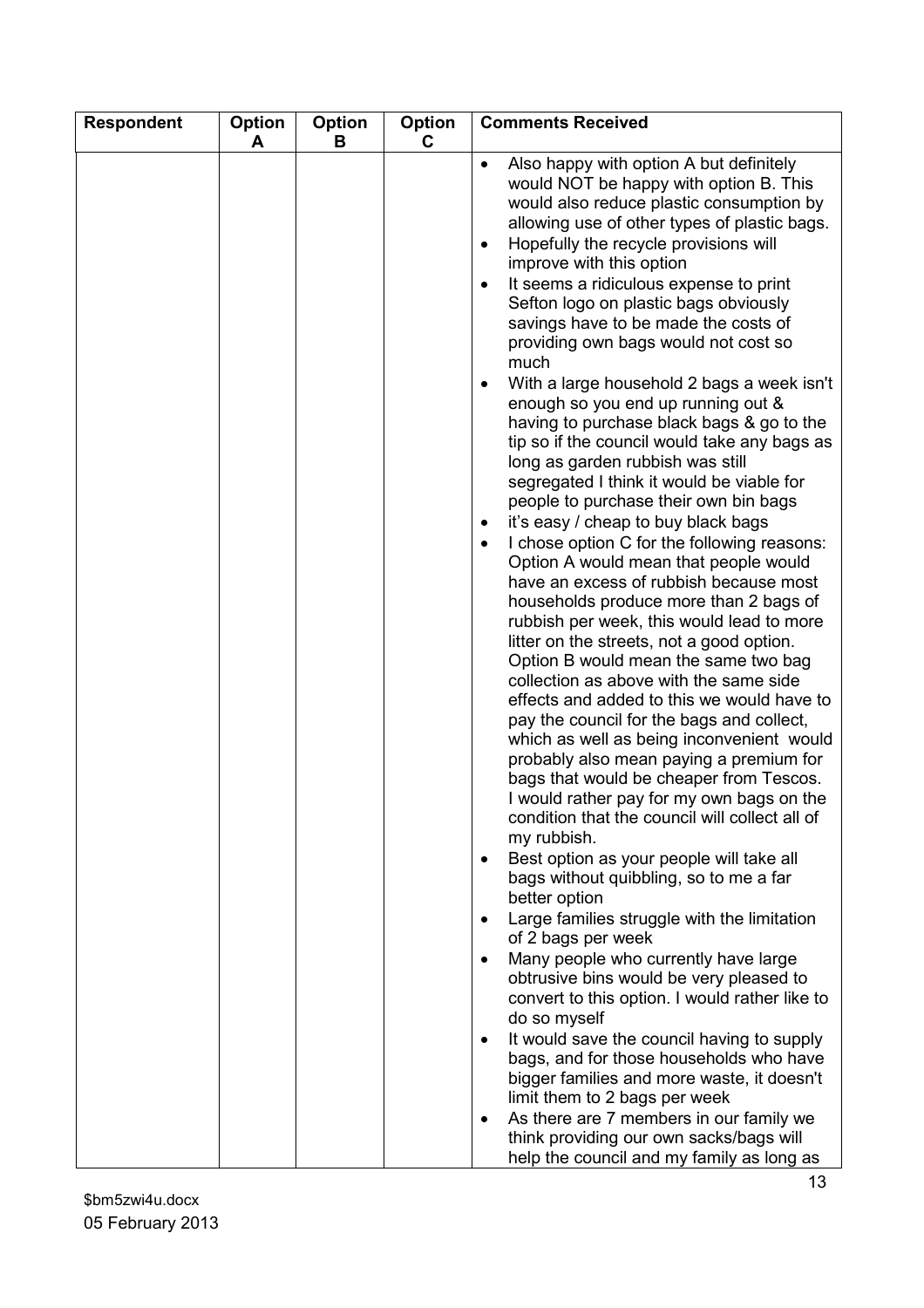| Respondent | Option A | Option B | Option C | Comments Received |
|---|---|---|---|---|
| | | | | • Also happy with option A but definitely would NOT be happy with option B. This would also reduce plastic consumption by allowing use of other types of plastic bags.<br>• Hopefully the recycle provisions will improve with this option<br>• It seems a ridiculous expense to print Sefton logo on plastic bags obviously savings have to be made the costs of providing own bags would not cost so much<br>• With a large household 2 bags a week isn't enough so you end up running out & having to purchase black bags & go to the tip so if the council would take any bags as long as garden rubbish was still segregated I think it would be viable for people to purchase their own bin bags<br>• it's easy / cheap to buy black bags<br>• I chose option C for the following reasons: Option A would mean that people would have an excess of rubbish because most households produce more than 2 bags of rubbish per week, this would lead to more litter on the streets, not a good option. Option B would mean the same two bag collection as above with the same side effects and added to this we would have to pay the council for the bags and collect, which as well as being inconvenient would probably also mean paying a premium for bags that would be cheaper from Tescos. I would rather pay for my own bags on the condition that the council will collect all of my rubbish.<br>• Best option as your people will take all bags without quibbling, so to me a far better option<br>• Large families struggle with the limitation of 2 bags per week<br>• Many people who currently have large obtrusive bins would be very pleased to convert to this option. I would rather like to do so myself<br>• It would save the council having to supply bags, and for those households who have bigger families and more waste, it doesn't limit them to 2 bags per week<br>• As there are 7 members in our family we think providing our own sacks/bags will help the council and my family as long as |

$bm5zwi4u.docx
05 February 2013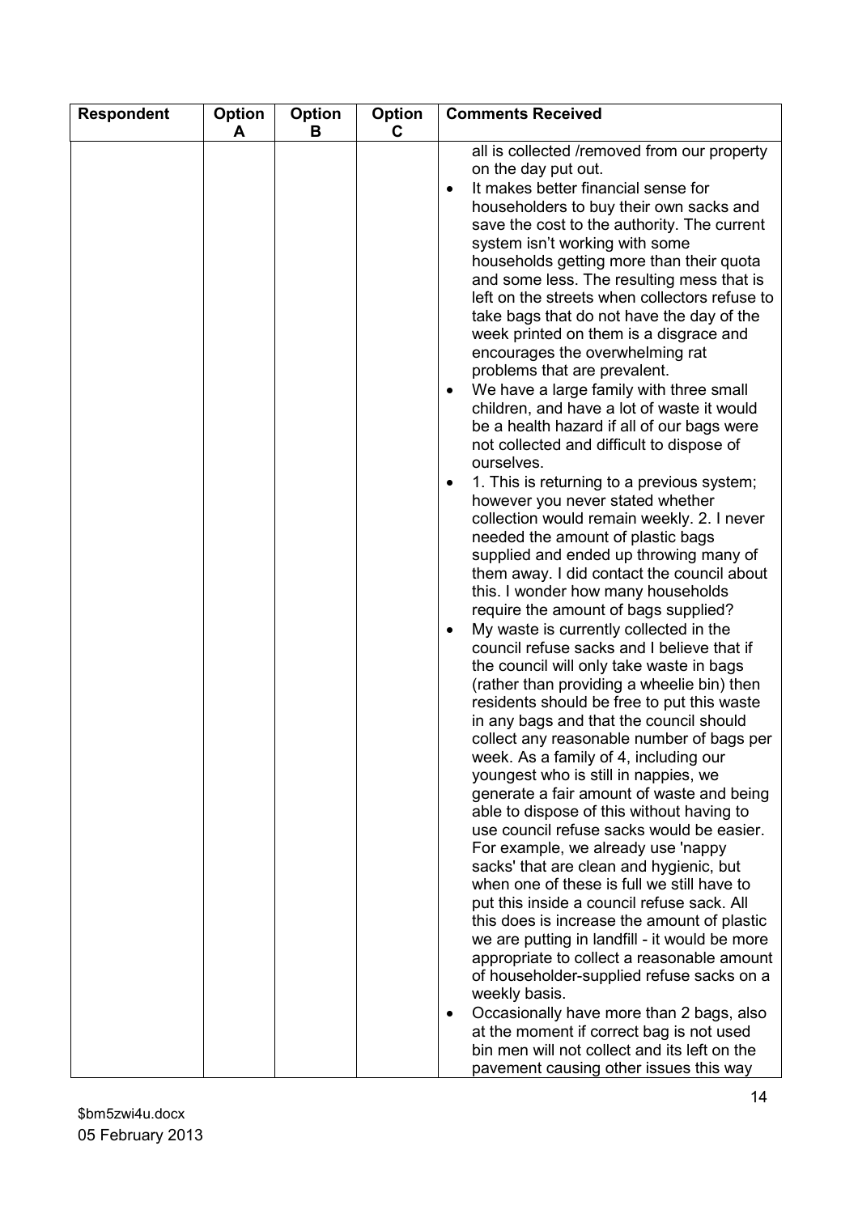| Respondent | Option A | Option B | Option C | Comments Received |
| --- | --- | --- | --- | --- |
| | | | | all is collected /removed from our property on the day put out.<br>• It makes better financial sense for householders to buy their own sacks and save the cost to the authority. The current system isn't working with some households getting more than their quota and some less. The resulting mess that is left on the streets when collectors refuse to take bags that do not have the day of the week printed on them is a disgrace and encourages the overwhelming rat problems that are prevalent.<br>• We have a large family with three small children, and have a lot of waste it would be a health hazard if all of our bags were not collected and difficult to dispose of ourselves.<br>• 1. This is returning to a previous system; however you never stated whether collection would remain weekly. 2. I never needed the amount of plastic bags supplied and ended up throwing many of them away. I did contact the council about this. I wonder how many households require the amount of bags supplied?<br>• My waste is currently collected in the council refuse sacks and I believe that if the council will only take waste in bags (rather than providing a wheelie bin) then residents should be free to put this waste in any bags and that the council should collect any reasonable number of bags per week. As a family of 4, including our youngest who is still in nappies, we generate a fair amount of waste and being able to dispose of this without having to use council refuse sacks would be easier. For example, we already use 'nappy sacks' that are clean and hygienic, but when one of these is full we still have to put this inside a council refuse sack. All this does is increase the amount of plastic we are putting in landfill - it would be more appropriate to collect a reasonable amount of householder-supplied refuse sacks on a weekly basis.<br>• Occasionally have more than 2 bags, also at the moment if correct bag is not used bin men will not collect and its left on the pavement causing other issues this way |

$bm5zwi4u.docx
05 February 2013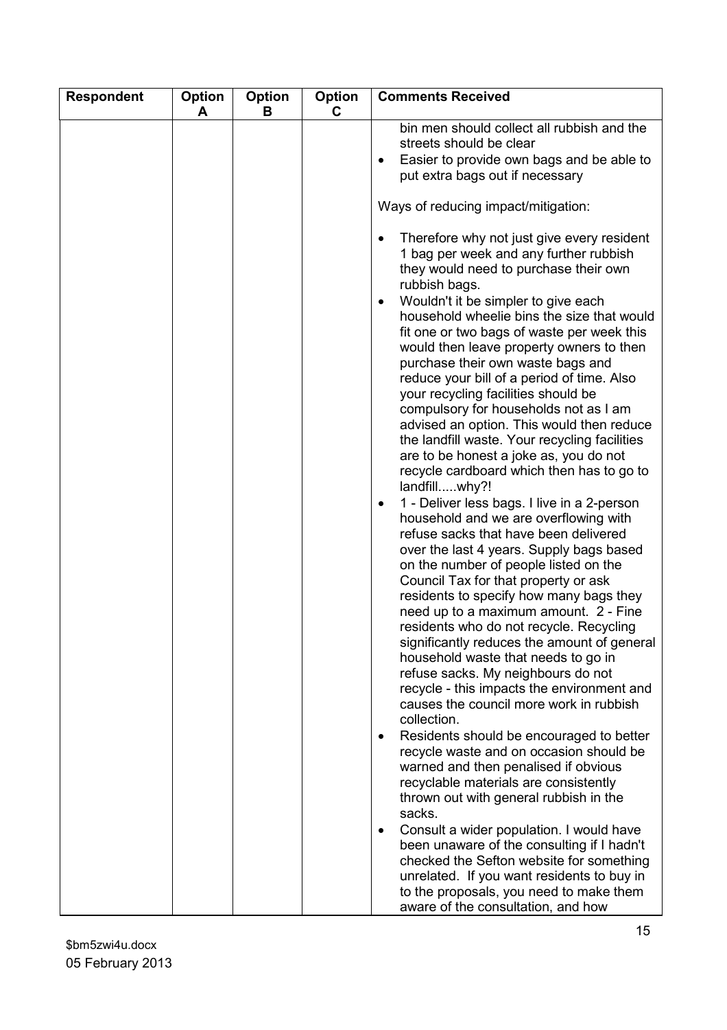| Respondent | Option A | Option B | Option C | Comments Received |
|---|---|---|---|---|
| | | | | bin men should collect all rubbish and the streets should be clear<br>• Easier to provide own bags and be able to put extra bags out if necessary<br><br>Ways of reducing impact/mitigation:<br><br>• Therefore why not just give every resident 1 bag per week and any further rubbish they would need to purchase their own rubbish bags.<br>• Wouldn't it be simpler to give each household wheelie bins the size that would fit one or two bags of waste per week this would then leave property owners to then purchase their own waste bags and reduce your bill of a period of time. Also your recycling facilities should be compulsory for households not as I am advised an option. This would then reduce the landfill waste. Your recycling facilities are to be honest a joke as, you do not recycle cardboard which then has to go to landfill.....why?!<br>• 1 - Deliver less bags. I live in a 2-person household and we are overflowing with refuse sacks that have been delivered over the last 4 years. Supply bags based on the number of people listed on the Council Tax for that property or ask residents to specify how many bags they need up to a maximum amount. 2 - Fine residents who do not recycle. Recycling significantly reduces the amount of general household waste that needs to go in refuse sacks. My neighbours do not recycle - this impacts the environment and causes the council more work in rubbish collection.<br>• Residents should be encouraged to better recycle waste and on occasion should be warned and then penalised if obvious recyclable materials are consistently thrown out with general rubbish in the sacks.<br>• Consult a wider population. I would have been unaware of the consulting if I hadn't checked the Sefton website for something unrelated. If you want residents to buy in to the proposals, you need to make them aware of the consultation, and how |

$bm5zwi4u.docx
05 February 2013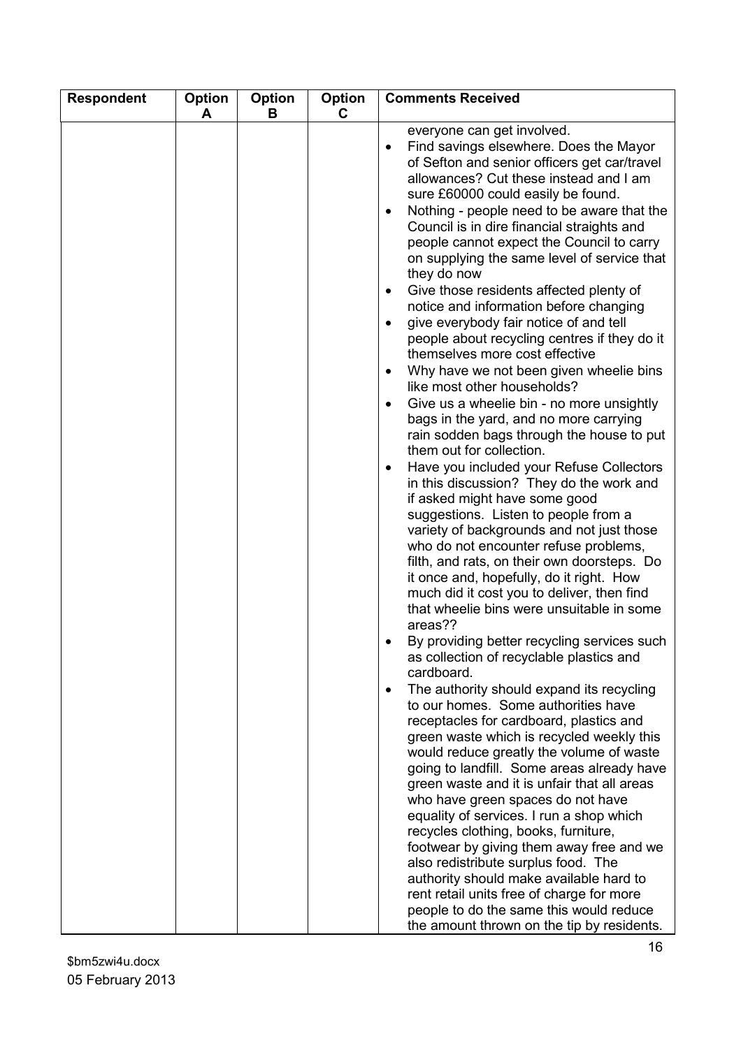| Respondent | Option A | Option B | Option C | Comments Received |
|---|---|---|---|---|
| | | | | everyone can get involved.<br>• Find savings elsewhere. Does the Mayor of Sefton and senior officers get car/travel allowances? Cut these instead and I am sure £60000 could easily be found.<br>• Nothing - people need to be aware that the Council is in dire financial straights and people cannot expect the Council to carry on supplying the same level of service that they do now<br>• Give those residents affected plenty of notice and information before changing<br>• give everybody fair notice of and tell people about recycling centres if they do it themselves more cost effective<br>• Why have we not been given wheelie bins like most other households?<br>• Give us a wheelie bin - no more unsightly bags in the yard, and no more carrying rain sodden bags through the house to put them out for collection.<br>• Have you included your Refuse Collectors in this discussion? They do the work and if asked might have some good suggestions. Listen to people from a variety of backgrounds and not just those who do not encounter refuse problems, filth, and rats, on their own doorsteps. Do it once and, hopefully, do it right. How much did it cost you to deliver, then find that wheelie bins were unsuitable in some areas??<br>• By providing better recycling services such as collection of recyclable plastics and cardboard.<br>• The authority should expand its recycling to our homes. Some authorities have receptacles for cardboard, plastics and green waste which is recycled weekly this would reduce greatly the volume of waste going to landfill. Some areas already have green waste and it is unfair that all areas who have green spaces do not have equality of services. I run a shop which recycles clothing, books, furniture, footwear by giving them away free and we also redistribute surplus food. The authority should make available hard to rent retail units free of charge for more people to do the same this would reduce the amount thrown on the tip by residents. |

$bm5zwi4u.docx
05 February 2013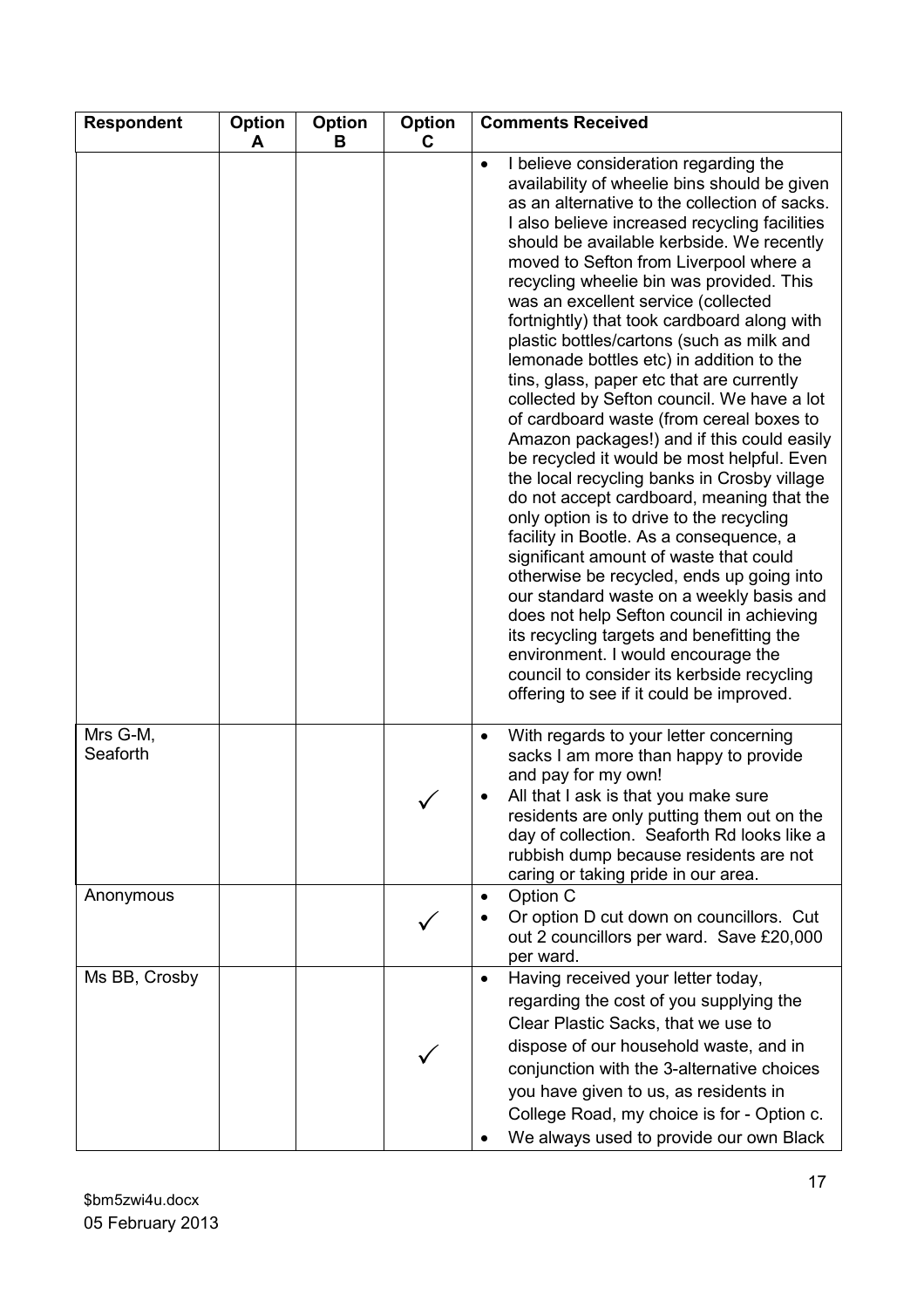| Respondent | Option A | Option B | Option C | Comments Received |
|---|---|---|---|---|
| | | | | • I believe consideration regarding the availability of wheelie bins should be given as an alternative to the collection of sacks. I also believe increased recycling facilities should be available kerbside. We recently moved to Sefton from Liverpool where a recycling wheelie bin was provided. This was an excellent service (collected fortnightly) that took cardboard along with plastic bottles/cartons (such as milk and lemonade bottles etc) in addition to the tins, glass, paper etc that are currently collected by Sefton council. We have a lot of cardboard waste (from cereal boxes to Amazon packages!) and if this could easily be recycled it would be most helpful. Even the local recycling banks in Crosby village do not accept cardboard, meaning that the only option is to drive to the recycling facility in Bootle. As a consequence, a significant amount of waste that could otherwise be recycled, ends up going into our standard waste on a weekly basis and does not help Sefton council in achieving its recycling targets and benefitting the environment. I would encourage the council to consider its kerbside recycling offering to see if it could be improved. |
| Mrs G-M, Seaforth | | | ✓ | • With regards to your letter concerning sacks I am more than happy to provide and pay for my own!<br>• All that I ask is that you make sure residents are only putting them out on the day of collection. Seaforth Rd looks like a rubbish dump because residents are not caring or taking pride in our area. |
| Anonymous | | | ✓ | • Option C<br>• Or option D cut down on councillors. Cut out 2 councillors per ward. Save £20,000 per ward. |
| Ms BB, Crosby | | | ✓ | • Having received your letter today, regarding the cost of you supplying the Clear Plastic Sacks, that we use to dispose of our household waste, and in conjunction with the 3-alternative choices you have given to us, as residents in College Road, my choice is for - Option c.<br>• We always used to provide our own Black |

$bm5zwi4u.docx
05 February 2013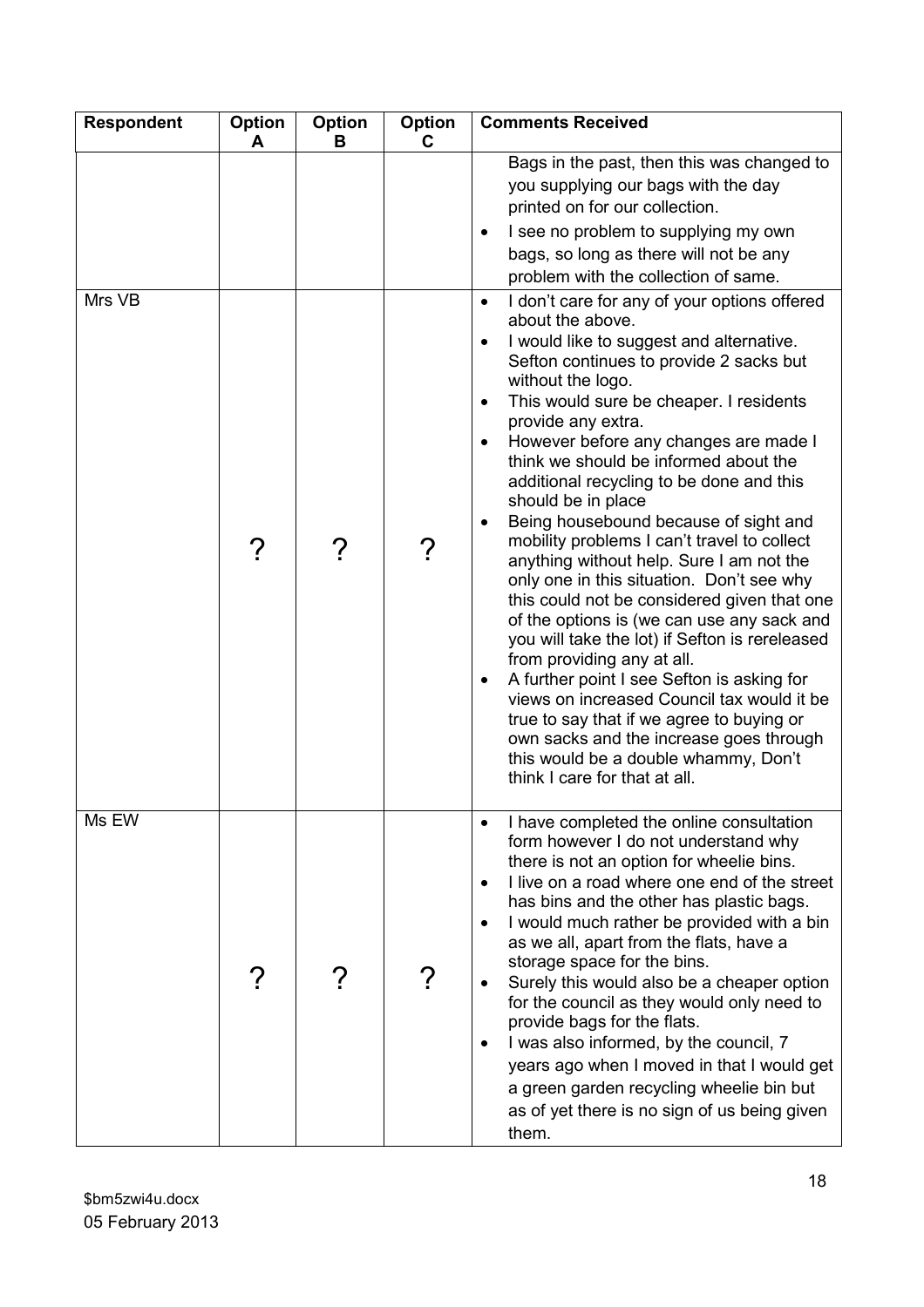| Respondent | Option A | Option B | Option C | Comments Received |
|---|---|---|---|---|
| | | | | Bags in the past, then this was changed to you supplying our bags with the day printed on for our collection.<br>• I see no problem to supplying my own bags, so long as there will not be any problem with the collection of same. |
| Mrs VB | ? | ? | ? | • I don't care for any of your options offered about the above.<br>• I would like to suggest and alternative. Sefton continues to provide 2 sacks but without the logo.<br>• This would sure be cheaper. I residents provide any extra.<br>• However before any changes are made I think we should be informed about the additional recycling to be done and this should be in place<br>• Being housebound because of sight and mobility problems I can't travel to collect anything without help. Sure I am not the only one in this situation. Don't see why this could not be considered given that one of the options is (we can use any sack and you will take the lot) if Sefton is rereleased from providing any at all.<br>• A further point I see Sefton is asking for views on increased Council tax would it be true to say that if we agree to buying or own sacks and the increase goes through this would be a double whammy, Don't think I care for that at all. |
| Ms EW | ? | ? | ? | • I have completed the online consultation form however I do not understand why there is not an option for wheelie bins.<br>• I live on a road where one end of the street has bins and the other has plastic bags.<br>• I would much rather be provided with a bin as we all, apart from the flats, have a storage space for the bins.<br>• Surely this would also be a cheaper option for the council as they would only need to provide bags for the flats.<br>• I was also informed, by the council, 7 years ago when I moved in that I would get a green garden recycling wheelie bin but as of yet there is no sign of us being given them. |

$bm5zwi4u.docx
05 February 2013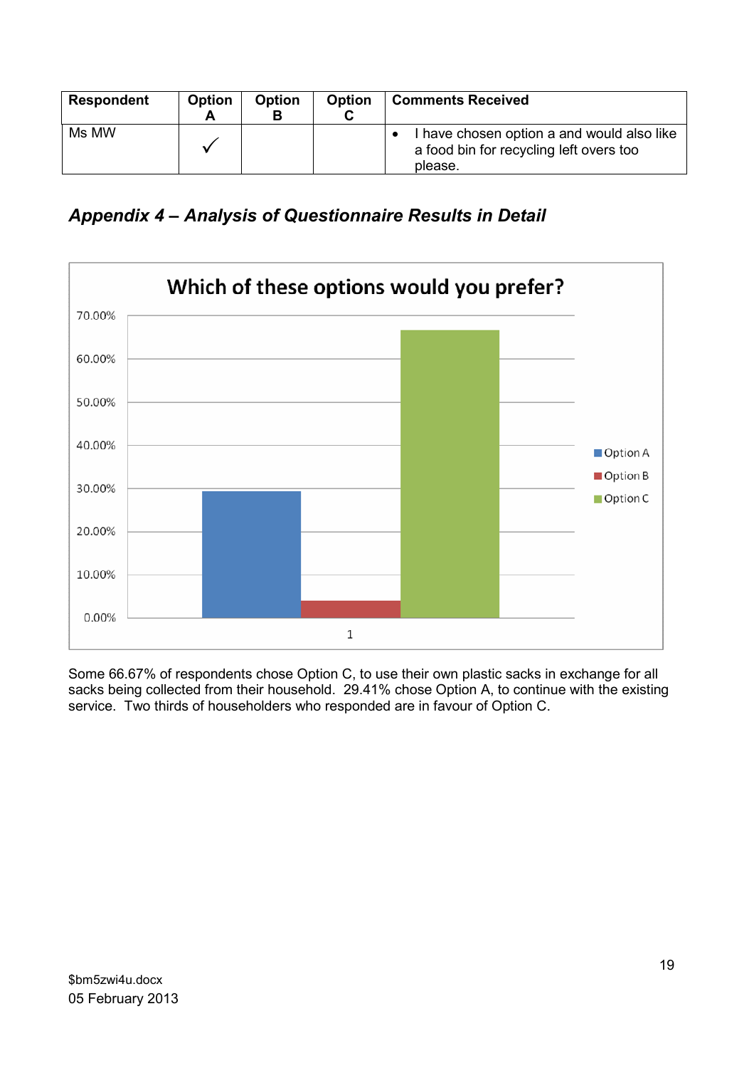| Respondent | Option A | Option B | Option C | Comments Received |
|---|---|---|---|---|
| Ms MW | ✓ | | | • I have chosen option a and would also like a food bin for recycling left overs too please. |

## *Appendix 4 – Analysis of Questionnaire Results in Detail*

**Which of these options would you prefer?**

Some 66.67% of respondents chose Option C, to use their own plastic sacks in exchange for all sacks being collected from their household. 29.41% chose Option A, to continue with the existing service. Two thirds of householders who responded are in favour of Option C.

$bm5zwi4u.docx
05 February 2013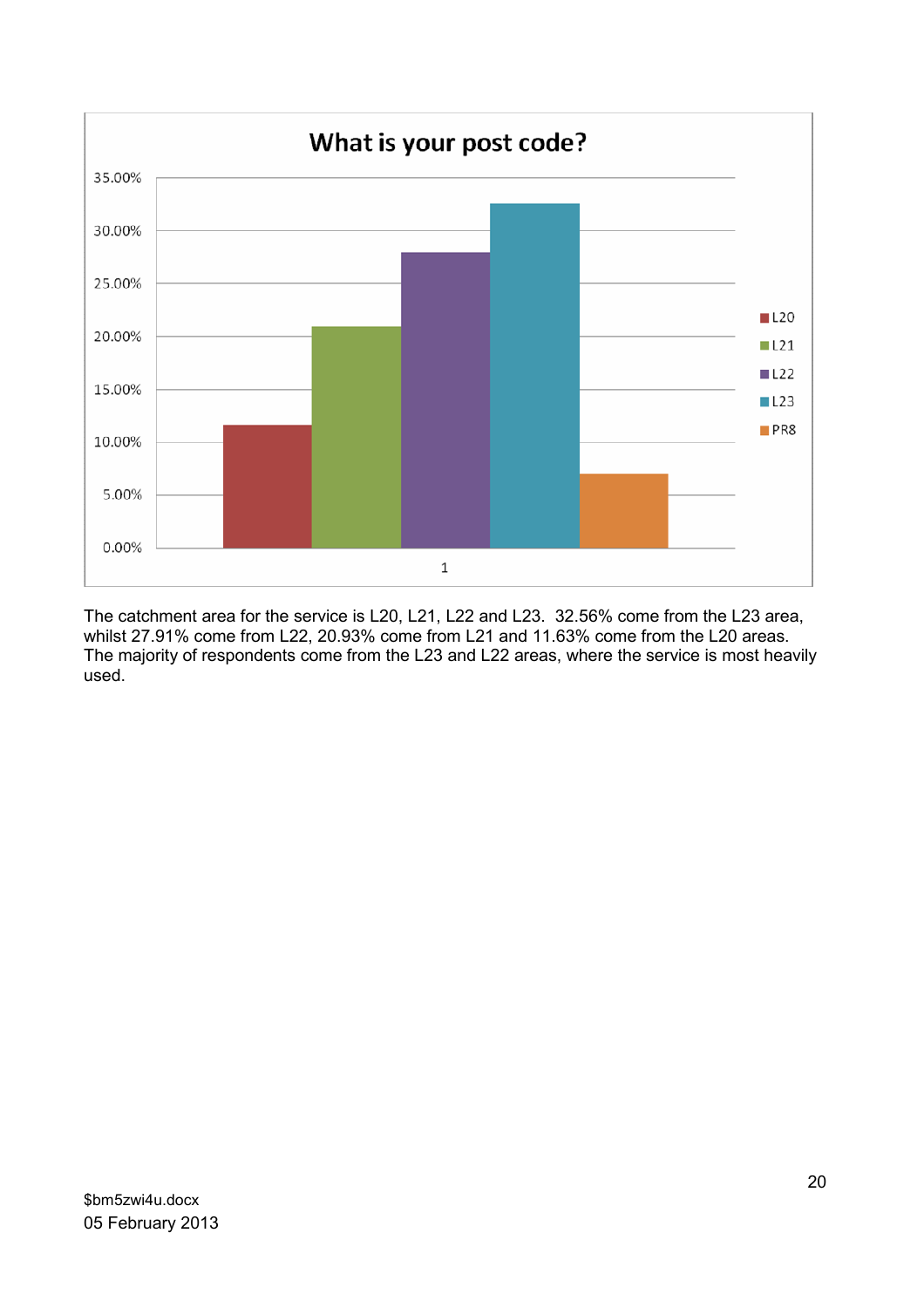**What is your post code?**

| Post code | Percentage |
|---|---|
| L20 | 11.63% |
| L21 | 20.93% |
| L22 | 27.91% |
| L23 | 32.56% |
| PR8 | ~7% |

The catchment area for the service is L20, L21, L22 and L23. 32.56% come from the L23 area, whilst 27.91% come from L22, 20.93% come from L21 and 11.63% come from the L20 areas. The majority of respondents come from the L23 and L22 areas, where the service is most heavily used.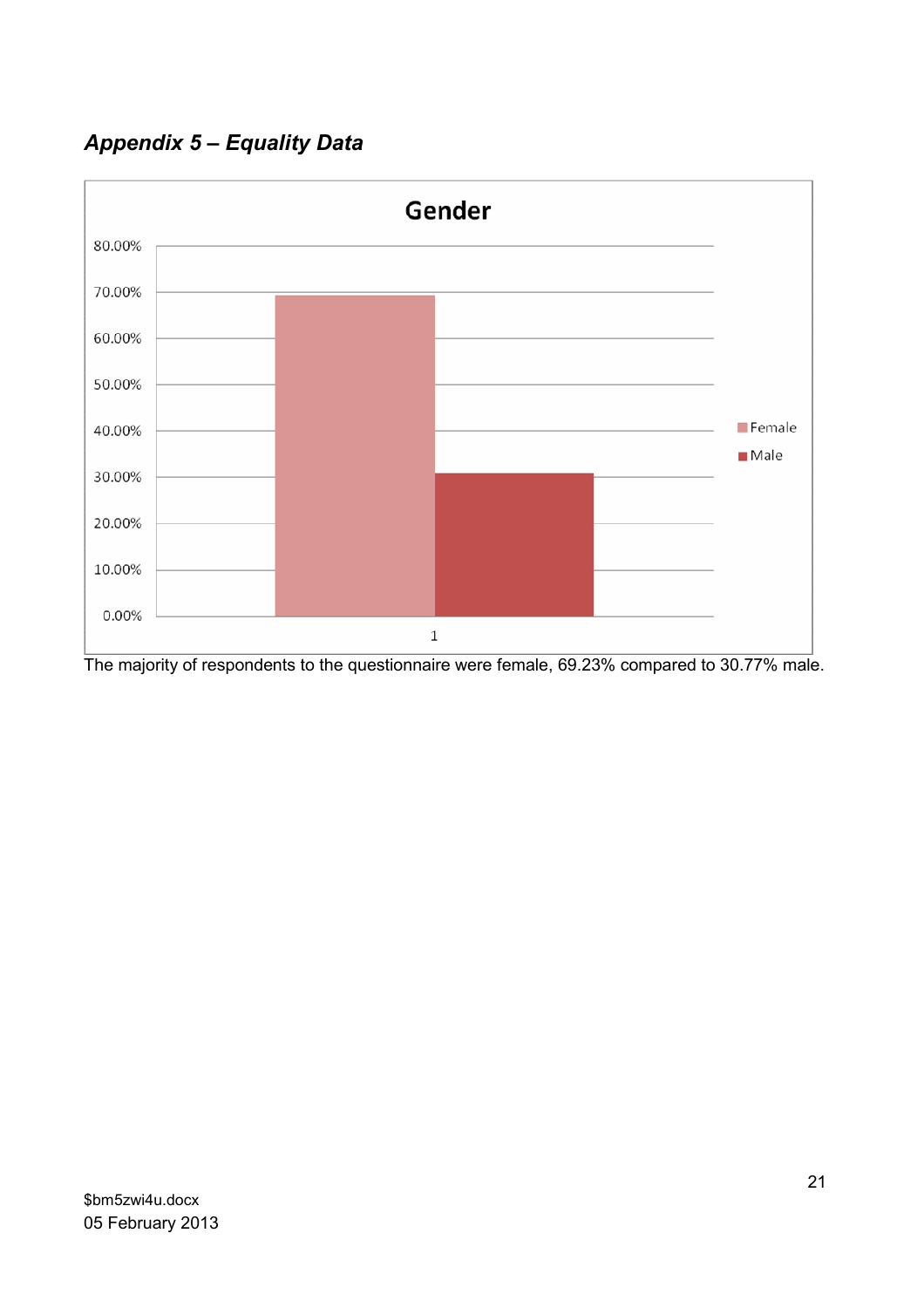*Appendix 5 – Equality Data*

The majority of respondents to the questionnaire were female, 69.23% compared to 30.77% male.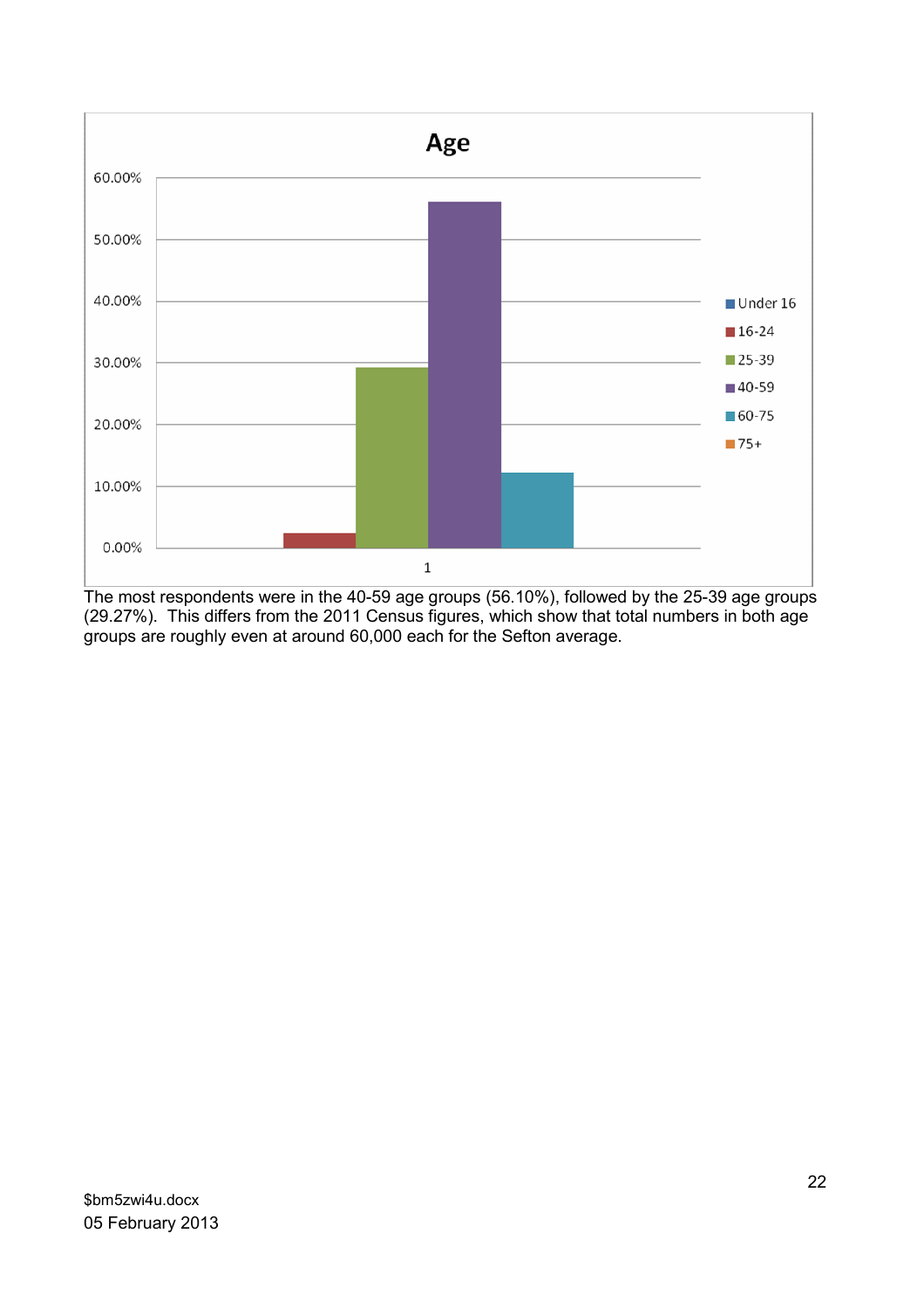The most respondents were in the 40-59 age groups (56.10%), followed by the 25-39 age groups (29.27%). This differs from the 2011 Census figures, which show that total numbers in both age groups are roughly even at around 60,000 each for the Sefton average.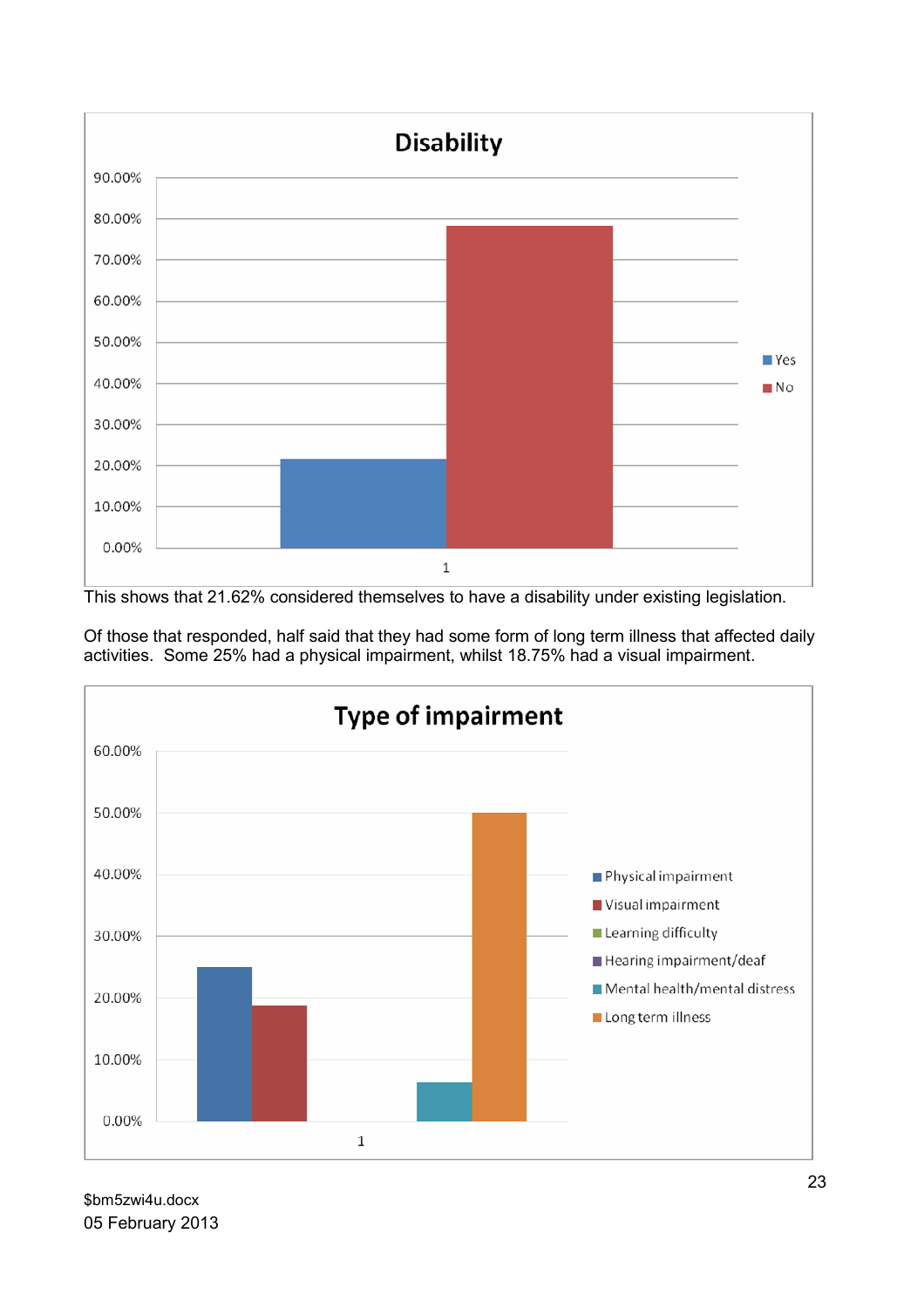**Disability**

| | Yes | No |
|---|---|---|
| 1 | 21.62% | 78.38% |

This shows that 21.62% considered themselves to have a disability under existing legislation.

Of those that responded, half said that they had some form of long term illness that affected daily activities. Some 25% had a physical impairment, whilst 18.75% had a visual impairment.

**Type of impairment**

| | Physical impairment | Visual impairment | Learning difficulty | Hearing impairment/deaf | Mental health/mental distress | Long term illness |
|---|---|---|---|---|---|---|
| 1 | 25% | 18.75% | 0% | 0% | 6.25% | 50% |

$bm5zwi4u.docx
05 February 2013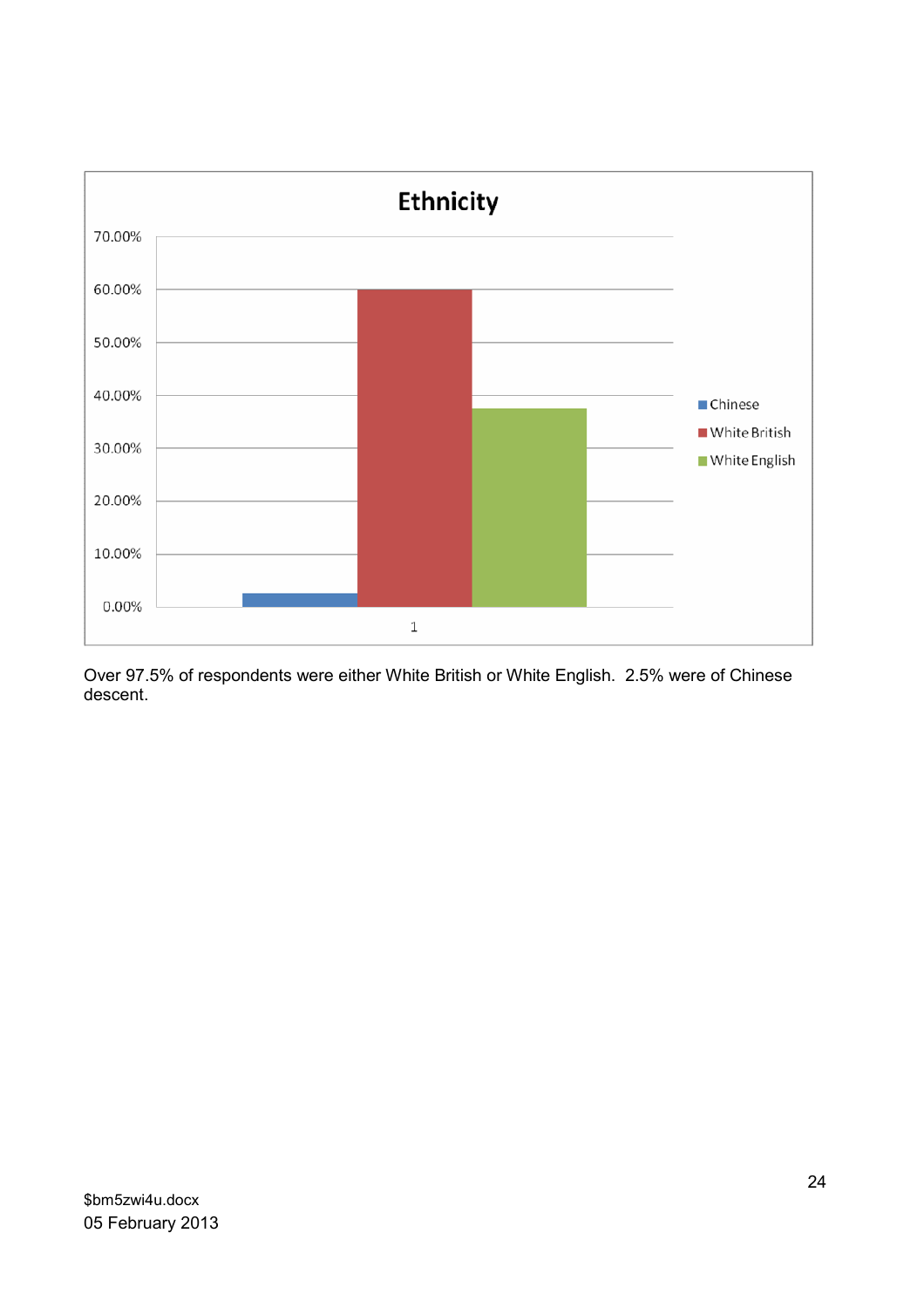**Ethnicity**

| | Chinese | White British | White English |
|---|---|---|---|
| 1 | 2.50% | 60.00% | 37.50% |

Over 97.5% of respondents were either White British or White English. 2.5% were of Chinese descent.

$bm5zwi4u.docx
05 February 2013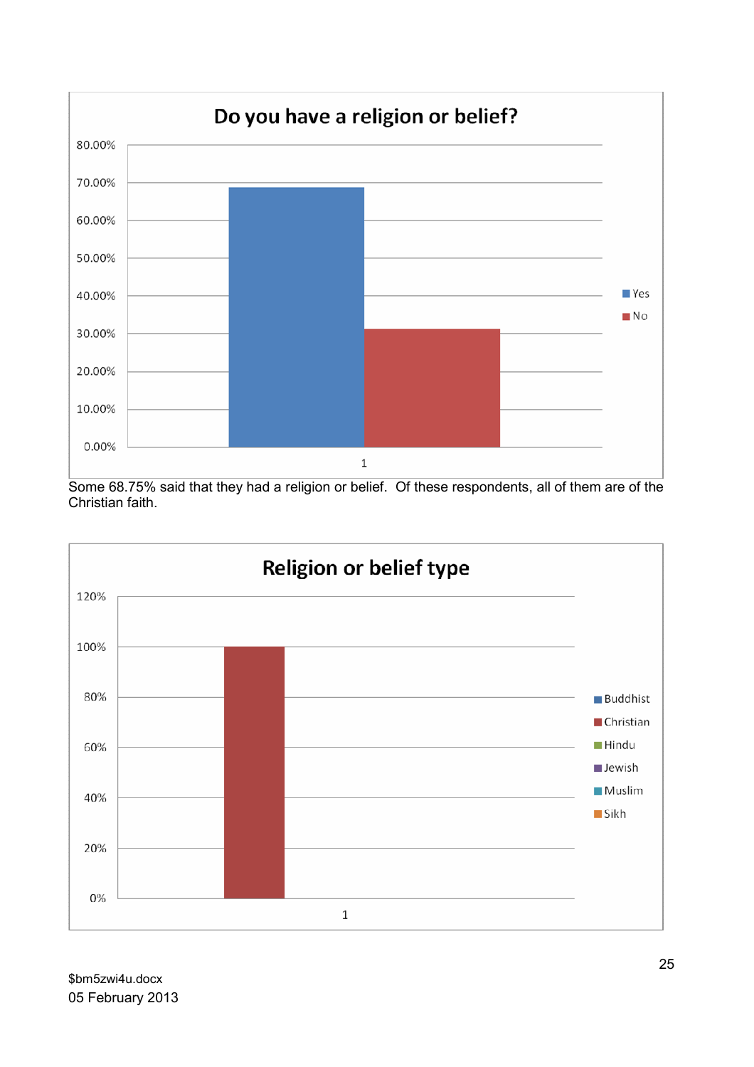**Do you have a religion or belief?**

| | Yes | No |
|---|---|---|
| 1 | 68.75% | 31.25% |

Some 68.75% said that they had a religion or belief. Of these respondents, all of them are of the Christian faith.

**Religion or belief type**

| | Buddhist | Christian | Hindu | Jewish | Muslim | Sikh |
|---|---|---|---|---|---|---|
| 1 | 0% | 100% | 0% | 0% | 0% | 0% |

$bm5zwi4u.docx
05 February 2013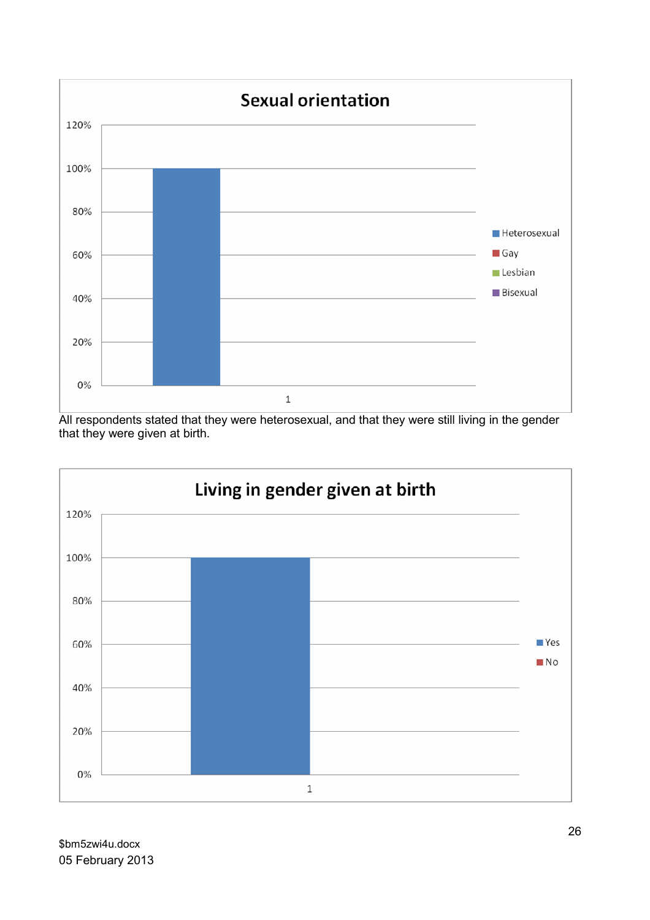**Sexual orientation**

| | Heterosexual | Gay | Lesbian | Bisexual |
|---|---|---|---|---|
| 1 | 100% | | | |

All respondents stated that they were heterosexual, and that they were still living in the gender that they were given at birth.

**Living in gender given at birth**

| | Yes | No |
|---|---|---|
| 1 | 100% | |

$bm5zwi4u.docx
05 February 2013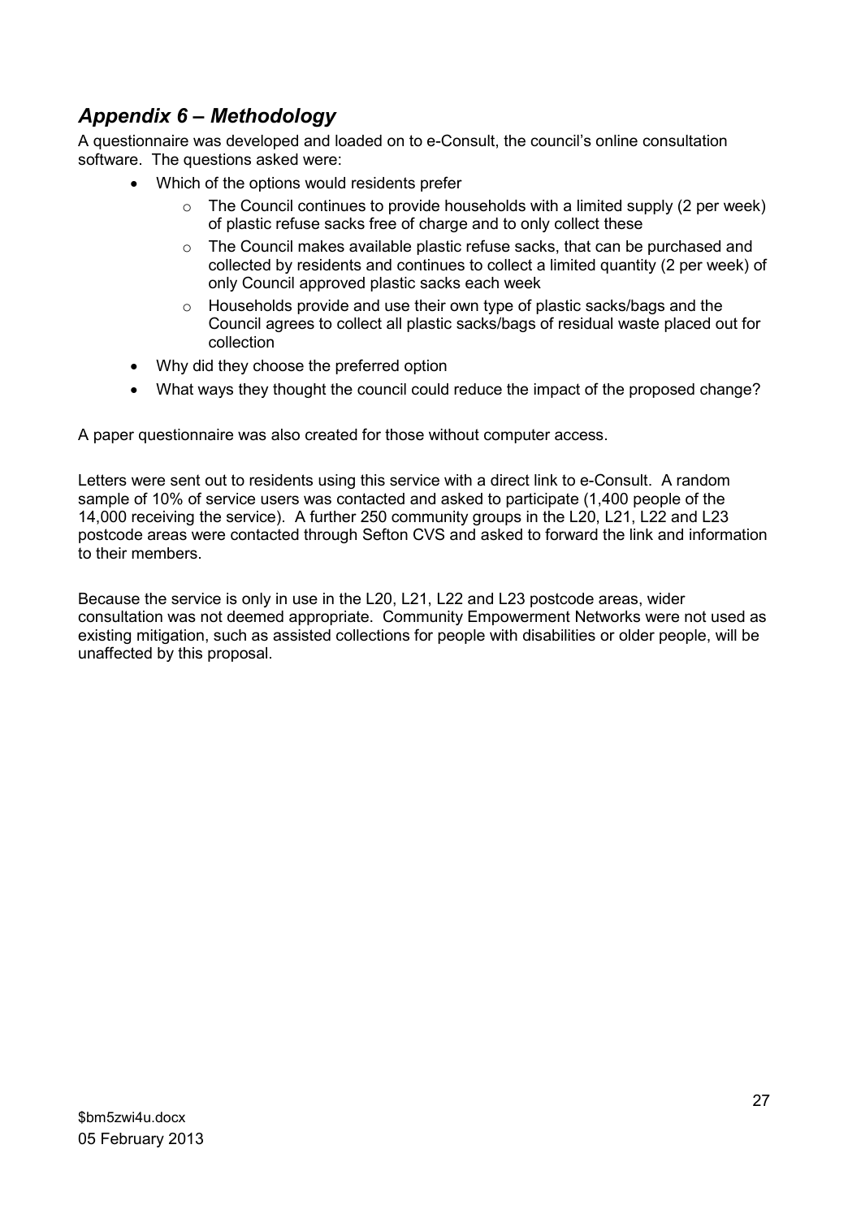## *Appendix 6 – Methodology*

A questionnaire was developed and loaded on to e-Consult, the council's online consultation software. The questions asked were:

- Which of the options would residents prefer
  - The Council continues to provide households with a limited supply (2 per week) of plastic refuse sacks free of charge and to only collect these
  - The Council makes available plastic refuse sacks, that can be purchased and collected by residents and continues to collect a limited quantity (2 per week) of only Council approved plastic sacks each week
  - Households provide and use their own type of plastic sacks/bags and the Council agrees to collect all plastic sacks/bags of residual waste placed out for collection
- Why did they choose the preferred option
- What ways they thought the council could reduce the impact of the proposed change?

A paper questionnaire was also created for those without computer access.

Letters were sent out to residents using this service with a direct link to e-Consult. A random sample of 10% of service users was contacted and asked to participate (1,400 people of the 14,000 receiving the service). A further 250 community groups in the L20, L21, L22 and L23 postcode areas were contacted through Sefton CVS and asked to forward the link and information to their members.

Because the service is only in use in the L20, L21, L22 and L23 postcode areas, wider consultation was not deemed appropriate. Community Empowerment Networks were not used as existing mitigation, such as assisted collections for people with disabilities or older people, will be unaffected by this proposal.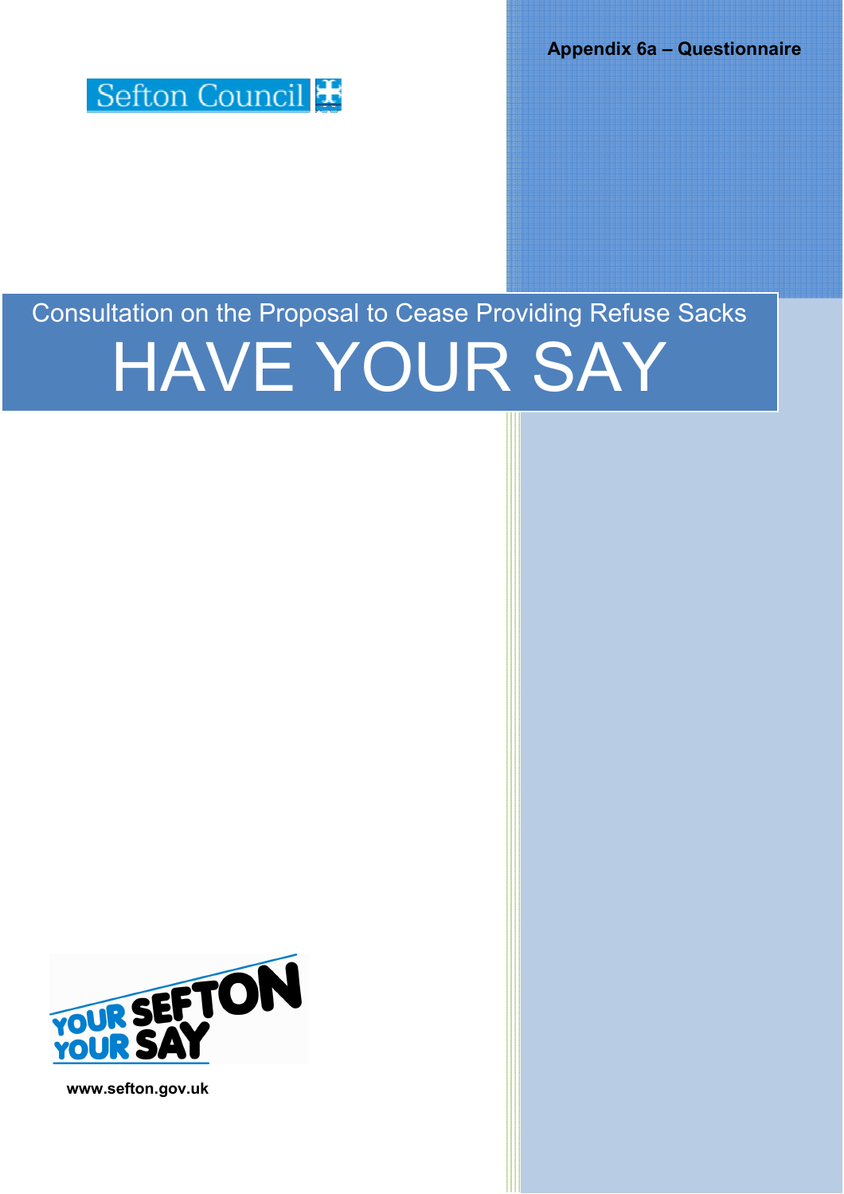**Appendix 6a – Questionnaire**

Sefton Council

Consultation on the Proposal to Cease Providing Refuse Sacks

# HAVE YOUR SAY

YOUR SEFTON YOUR SAY

www.sefton.gov.uk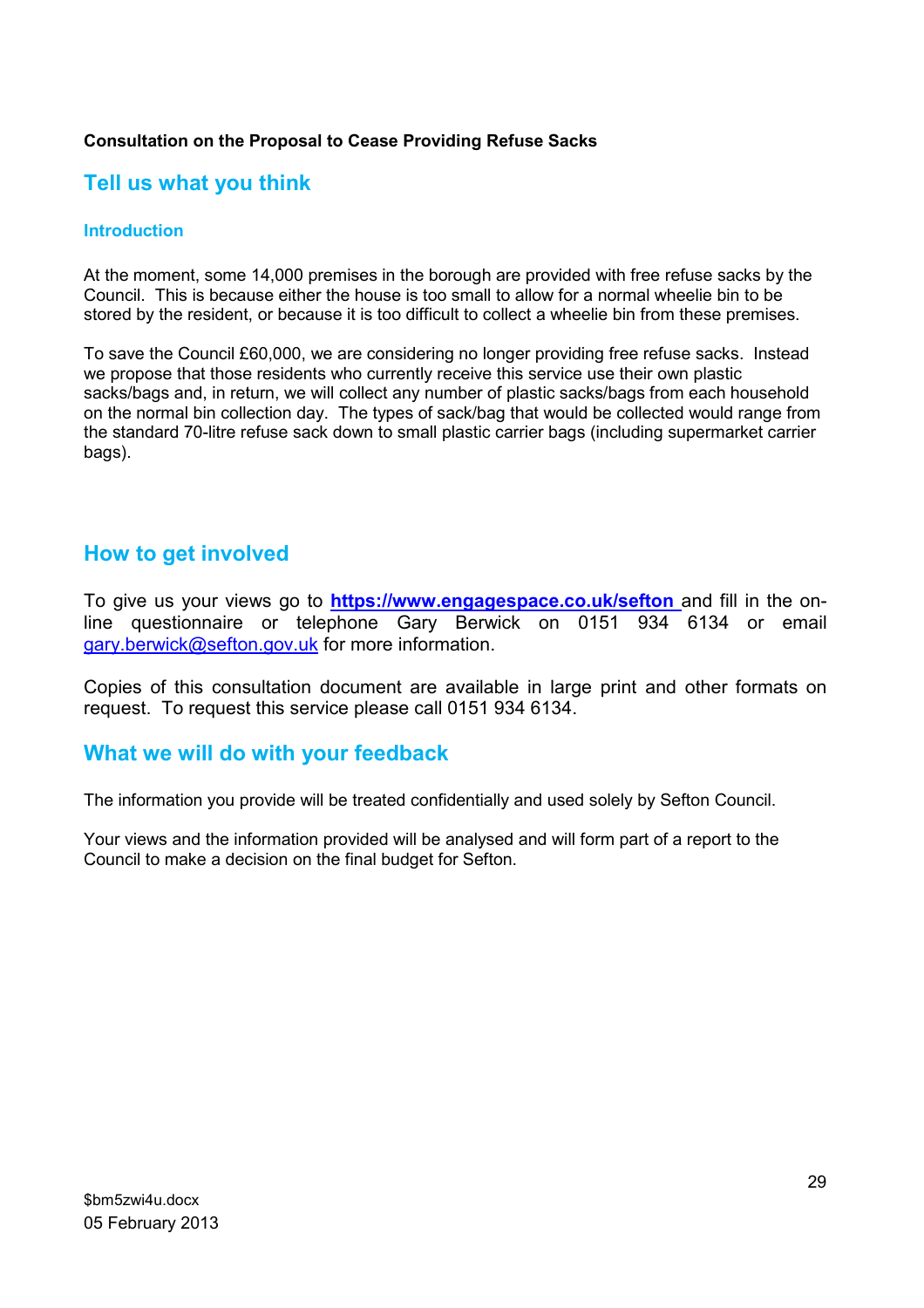**Consultation on the Proposal to Cease Providing Refuse Sacks**

## Tell us what you think

### Introduction

At the moment, some 14,000 premises in the borough are provided with free refuse sacks by the Council. This is because either the house is too small to allow for a normal wheelie bin to be stored by the resident, or because it is too difficult to collect a wheelie bin from these premises.

To save the Council £60,000, we are considering no longer providing free refuse sacks. Instead we propose that those residents who currently receive this service use their own plastic sacks/bags and, in return, we will collect any number of plastic sacks/bags from each household on the normal bin collection day. The types of sack/bag that would be collected would range from the standard 70-litre refuse sack down to small plastic carrier bags (including supermarket carrier bags).

## How to get involved

To give us your views go to **https://www.engagespace.co.uk/sefton** and fill in the on-line questionnaire or telephone Gary Berwick on 0151 934 6134 or email gary.berwick@sefton.gov.uk for more information.

Copies of this consultation document are available in large print and other formats on request. To request this service please call 0151 934 6134.

## What we will do with your feedback

The information you provide will be treated confidentially and used solely by Sefton Council.

Your views and the information provided will be analysed and will form part of a report to the Council to make a decision on the final budget for Sefton.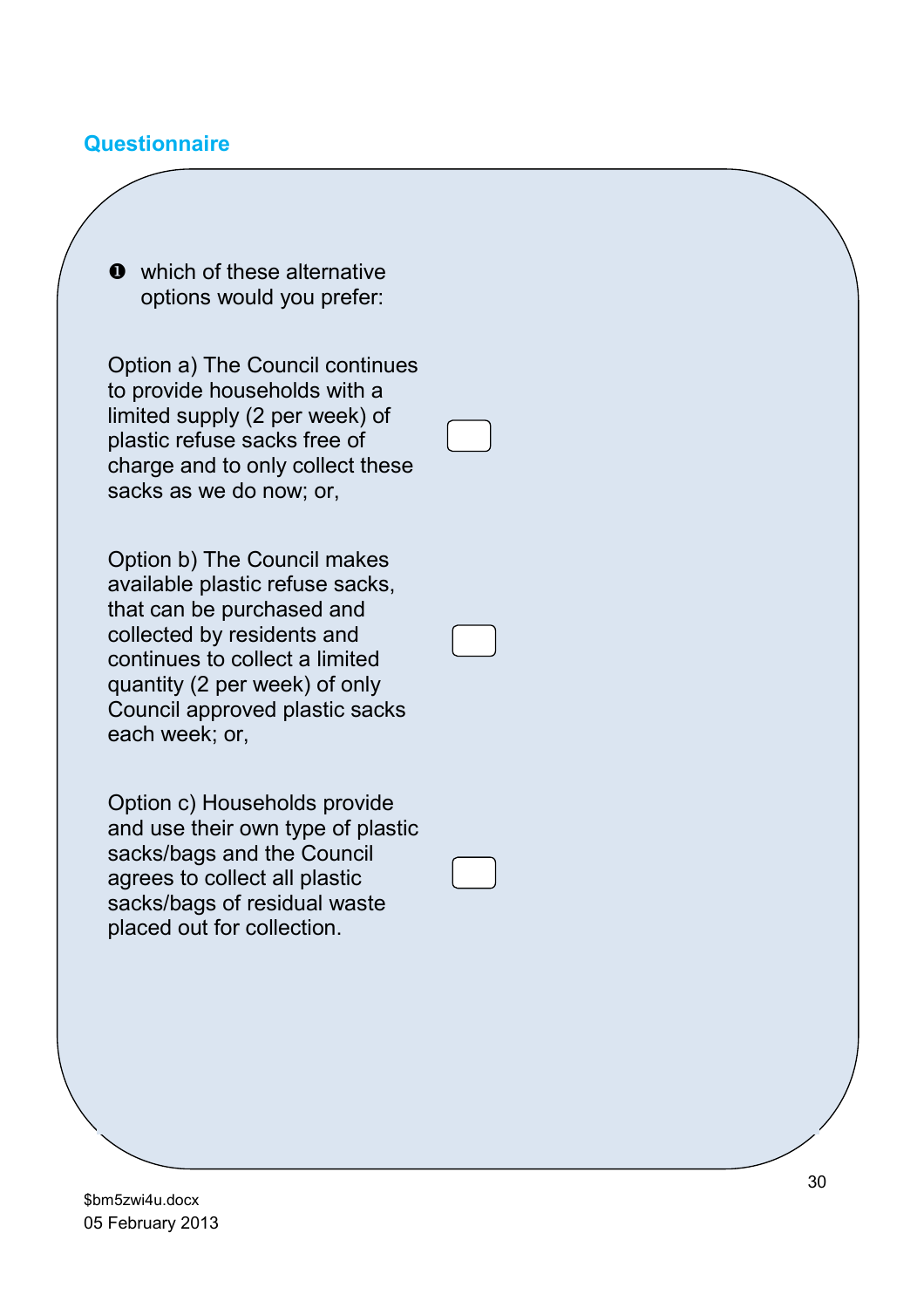## Questionnaire

❶ which of these alternative options would you prefer:

Option a) The Council continues to provide households with a limited supply (2 per week) of plastic refuse sacks free of charge and to only collect these sacks as we do now; or, ☐

Option b) The Council makes available plastic refuse sacks, that can be purchased and collected by residents and continues to collect a limited quantity (2 per week) of only Council approved plastic sacks each week; or, ☐

Option c) Households provide and use their own type of plastic sacks/bags and the Council agrees to collect all plastic sacks/bags of residual waste placed out for collection. ☐

$bm5zwi4u.docx
05 February 2013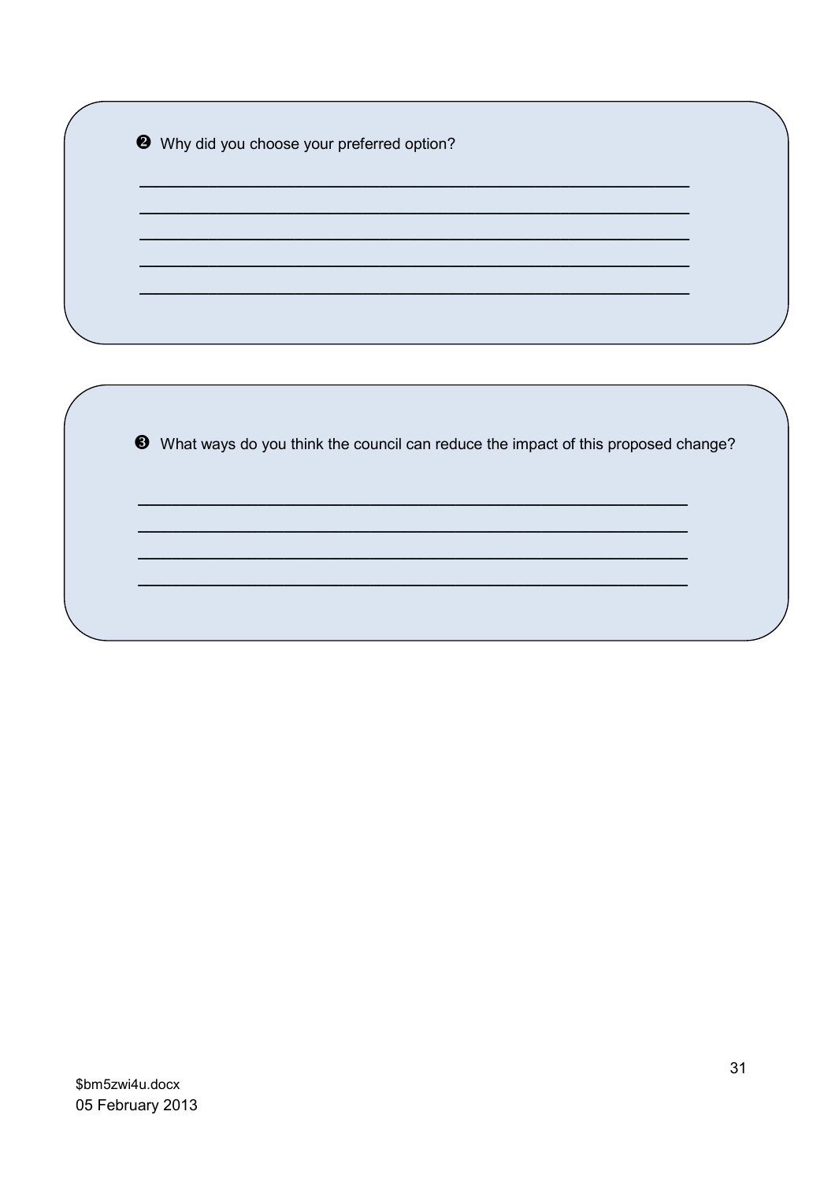❷ Why did you choose your preferred option?

\_\_\_\_\_\_\_\_\_\_\_\_\_\_\_\_\_\_\_\_\_\_\_\_\_\_\_\_\_\_\_\_\_\_\_\_\_\_\_\_\_\_\_\_\_\_\_\_\_\_\_\_\_\_\_\_\_\_\_\_

\_\_\_\_\_\_\_\_\_\_\_\_\_\_\_\_\_\_\_\_\_\_\_\_\_\_\_\_\_\_\_\_\_\_\_\_\_\_\_\_\_\_\_\_\_\_\_\_\_\_\_\_\_\_\_\_\_\_\_\_

\_\_\_\_\_\_\_\_\_\_\_\_\_\_\_\_\_\_\_\_\_\_\_\_\_\_\_\_\_\_\_\_\_\_\_\_\_\_\_\_\_\_\_\_\_\_\_\_\_\_\_\_\_\_\_\_\_\_\_\_

\_\_\_\_\_\_\_\_\_\_\_\_\_\_\_\_\_\_\_\_\_\_\_\_\_\_\_\_\_\_\_\_\_\_\_\_\_\_\_\_\_\_\_\_\_\_\_\_\_\_\_\_\_\_\_\_\_\_\_\_

\_\_\_\_\_\_\_\_\_\_\_\_\_\_\_\_\_\_\_\_\_\_\_\_\_\_\_\_\_\_\_\_\_\_\_\_\_\_\_\_\_\_\_\_\_\_\_\_\_\_\_\_\_\_\_\_\_\_\_\_

❸ What ways do you think the council can reduce the impact of this proposed change?

\_\_\_\_\_\_\_\_\_\_\_\_\_\_\_\_\_\_\_\_\_\_\_\_\_\_\_\_\_\_\_\_\_\_\_\_\_\_\_\_\_\_\_\_\_\_\_\_\_\_\_\_\_\_\_\_\_\_\_\_

\_\_\_\_\_\_\_\_\_\_\_\_\_\_\_\_\_\_\_\_\_\_\_\_\_\_\_\_\_\_\_\_\_\_\_\_\_\_\_\_\_\_\_\_\_\_\_\_\_\_\_\_\_\_\_\_\_\_\_\_

\_\_\_\_\_\_\_\_\_\_\_\_\_\_\_\_\_\_\_\_\_\_\_\_\_\_\_\_\_\_\_\_\_\_\_\_\_\_\_\_\_\_\_\_\_\_\_\_\_\_\_\_\_\_\_\_\_\_\_\_

\_\_\_\_\_\_\_\_\_\_\_\_\_\_\_\_\_\_\_\_\_\_\_\_\_\_\_\_\_\_\_\_\_\_\_\_\_\_\_\_\_\_\_\_\_\_\_\_\_\_\_\_\_\_\_\_\_\_\_\_

$bm5zwi4u.docx
05 February 2013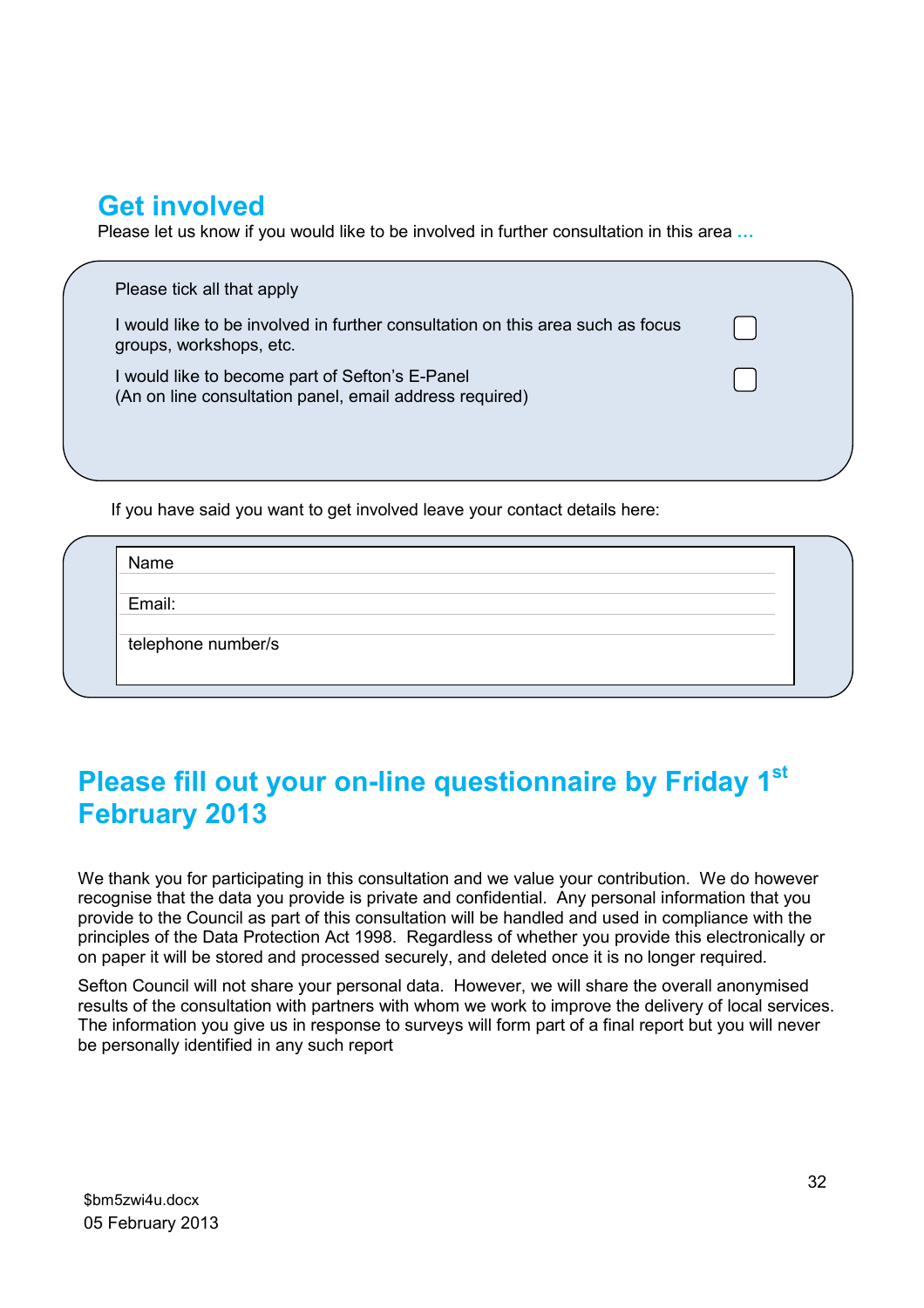## Get involved

Please let us know if you would like to be involved in further consultation in this area …

Please tick all that apply

- [ ] I would like to be involved in further consultation on this area such as focus groups, workshops, etc.
- [ ] I would like to become part of Sefton's E-Panel (An on line consultation panel, email address required)

If you have said you want to get involved leave your contact details here:

Name

Email:

telephone number/s

## Please fill out your on-line questionnaire by Friday 1st February 2013

We thank you for participating in this consultation and we value your contribution. We do however recognise that the data you provide is private and confidential. Any personal information that you provide to the Council as part of this consultation will be handled and used in compliance with the principles of the Data Protection Act 1998. Regardless of whether you provide this electronically or on paper it will be stored and processed securely, and deleted once it is no longer required.

Sefton Council will not share your personal data. However, we will share the overall anonymised results of the consultation with partners with whom we work to improve the delivery of local services. The information you give us in response to surveys will form part of a final report but you will never be personally identified in any such report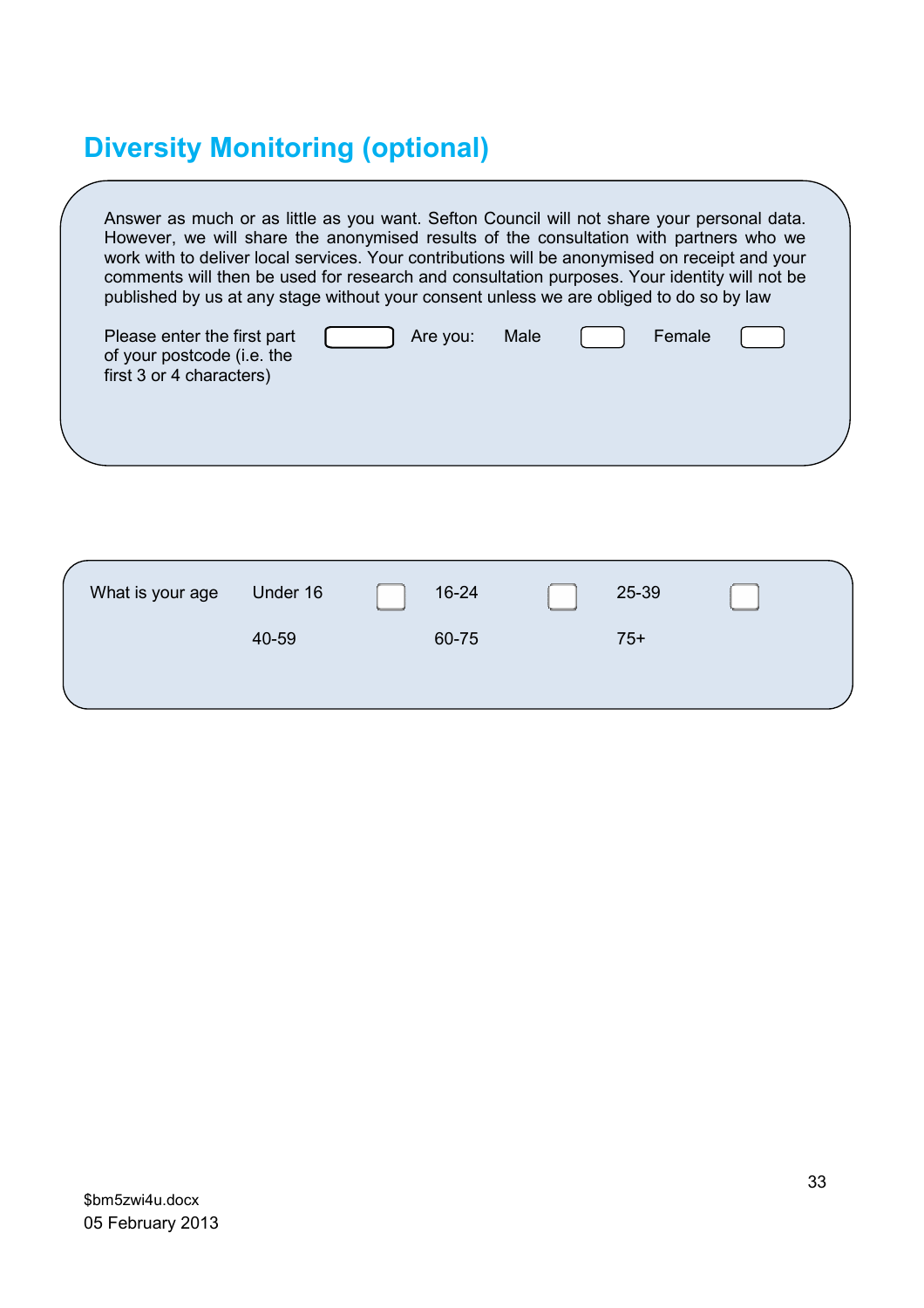## Diversity Monitoring (optional)

Answer as much or as little as you want. Sefton Council will not share your personal data. However, we will share the anonymised results of the consultation with partners who we work with to deliver local services. Your contributions will be anonymised on receipt and your comments will then be used for research and consultation purposes. Your identity will not be published by us at any stage without your consent unless we are obliged to do so by law

Please enter the first part of your postcode (i.e. the first 3 or 4 characters) ☐ Are you: Male ☐ Female ☐

| What is your age | Under 16 | ☐ | 16-24 | ☐ | 25-39 | ☐ |
|---|---|---|---|---|---|---|
| | 40-59 | | 60-75 | | 75+ | |

$bm5zwi4u.docx
05 February 2013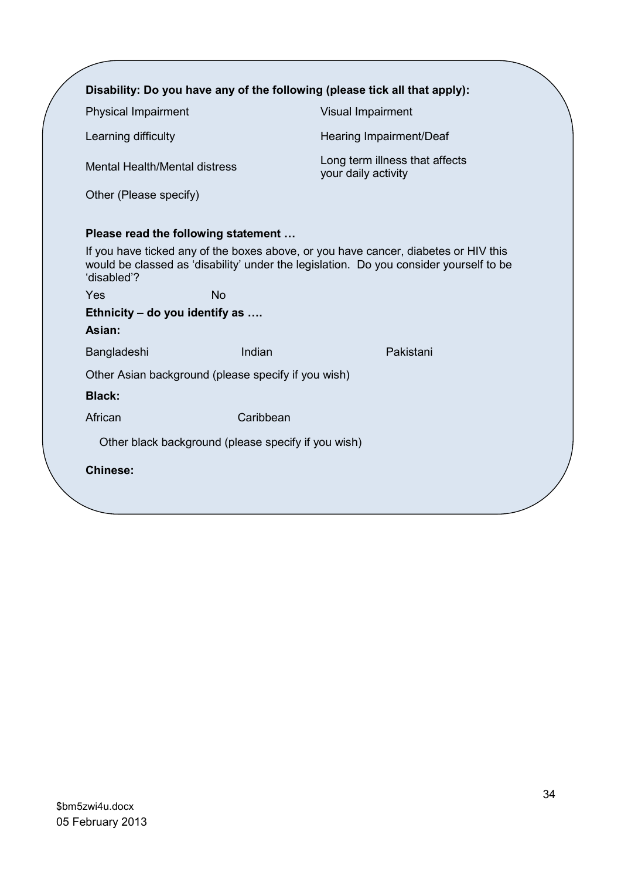**Disability: Do you have any of the following (please tick all that apply):**

| | |
|---|---|
| Physical Impairment | Visual Impairment |
| Learning difficulty | Hearing Impairment/Deaf |
| Mental Health/Mental distress | Long term illness that affects your daily activity |
| Other (Please specify) | |

**Please read the following statement …**

If you have ticked any of the boxes above, or you have cancer, diabetes or HIV this would be classed as 'disability' under the legislation. Do you consider yourself to be 'disabled'?

Yes No

**Ethnicity – do you identify as ….**

**Asian:**

Bangladeshi Indian Pakistani

Other Asian background (please specify if you wish)

**Black:**

African Caribbean

Other black background (please specify if you wish)

**Chinese:**

$bm5zwi4u.docx
05 February 2013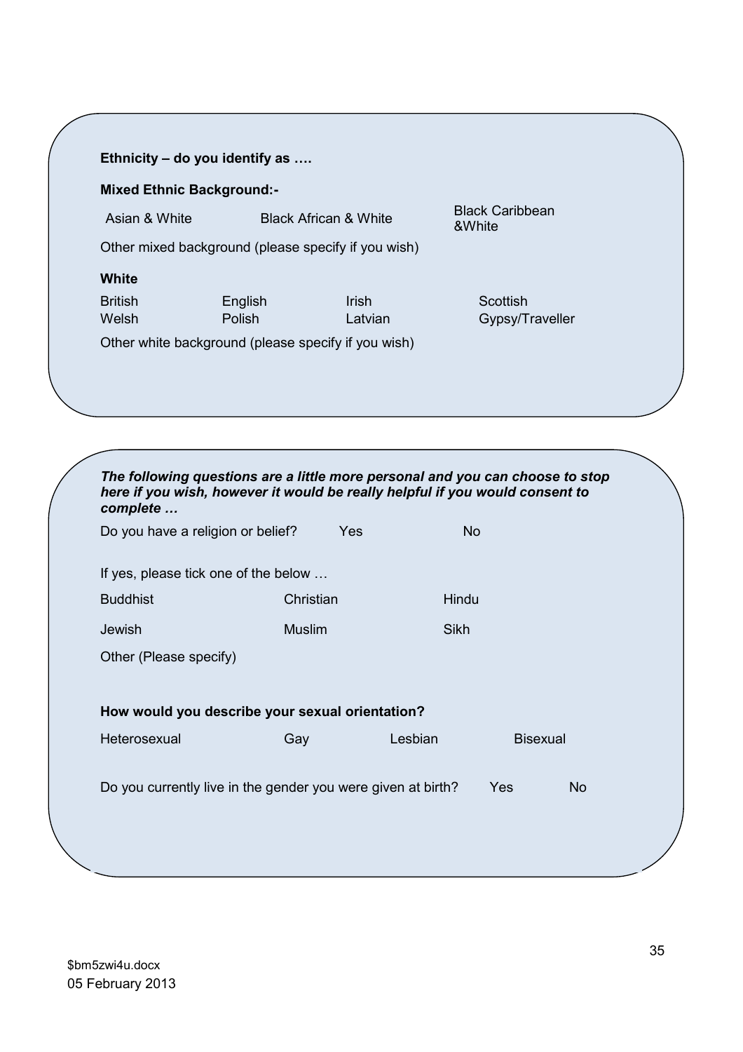**Ethnicity – do you identify as ….**

**Mixed Ethnic Background:-**

| | | |
|---|---|---|
| Asian & White | Black African & White | Black Caribbean &White |

Other mixed background (please specify if you wish)

**White**

| | | | |
|---|---|---|---|
| British | English | Irish | Scottish |
| Welsh | Polish | Latvian | Gypsy/Traveller |

Other white background (please specify if you wish)

***The following questions are a little more personal and you can choose to stop here if you wish, however it would be really helpful if you would consent to complete …***

Do you have a religion or belief? Yes No

If yes, please tick one of the below …

| | | |
|---|---|---|
| Buddhist | Christian | Hindu |
| Jewish | Muslim | Sikh |

Other (Please specify)

**How would you describe your sexual orientation?**

| | | | |
|---|---|---|---|
| Heterosexual | Gay | Lesbian | Bisexual |

Do you currently live in the gender you were given at birth? Yes No

$bm5zwi4u.docx
05 February 2013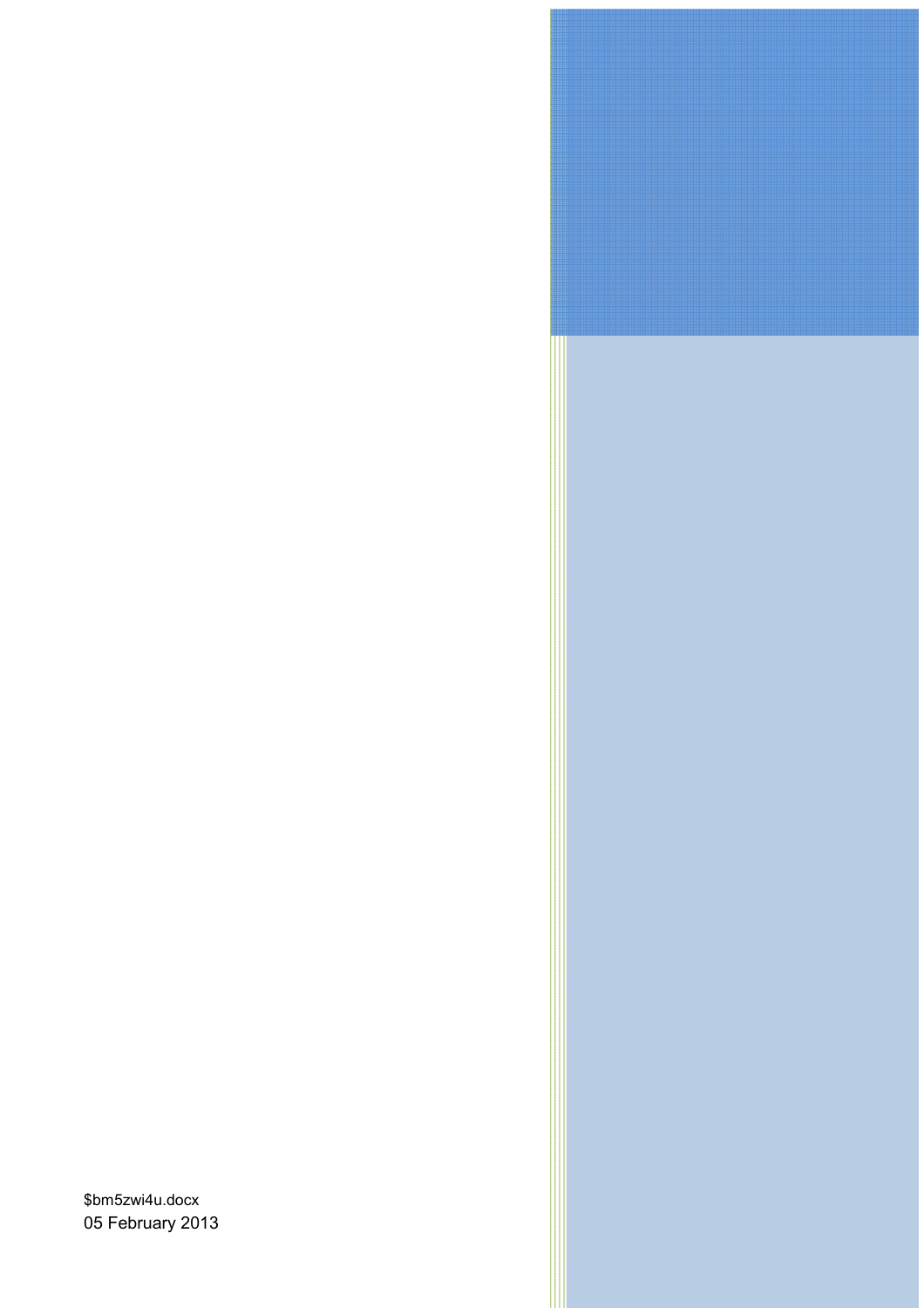$bm5zwi4u.docx
05 February 2013